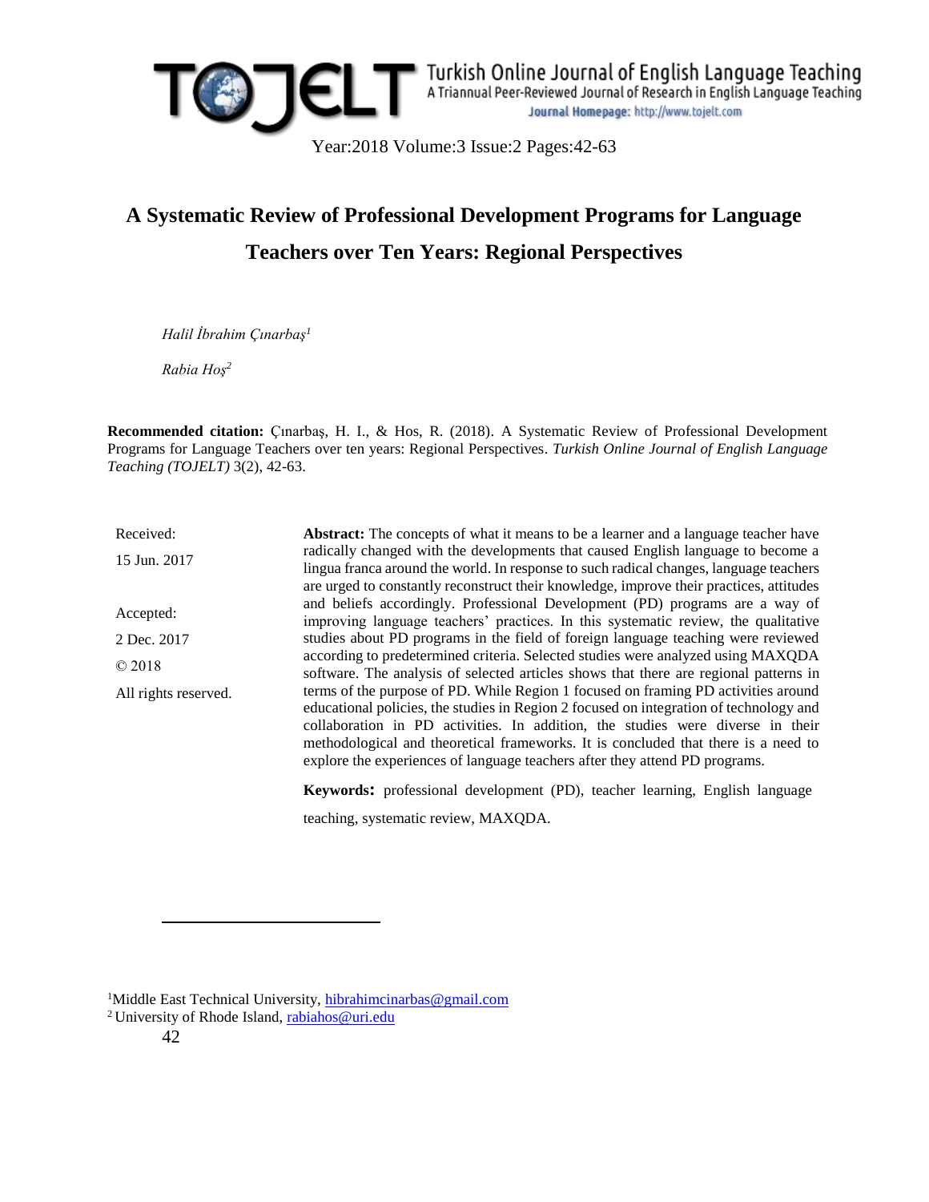# A Systematic Review of Professional Development Programs for Language Teachers over Ten Years: Regional Perspectives

*Halil İbrahim Çınarbaş*[1]

*Rabia Hoş*[2]

**Recommended citation:** Çınarbaş, H. I., & Hos, R. (2018). A Systematic Review of Professional Development Programs for Language Teachers over ten years: Regional Perspectives. *Turkish Online Journal of English Language Teaching (TOJELT)* 3(2), 42-63.

Received: 15 Jun. 2017

Accepted: 2 Dec. 2017

© 2018

All rights reserved.

**Abstract:** The concepts of what it means to be a learner and a language teacher have radically changed with the developments that caused English language to become a lingua franca around the world. In response to such radical changes, language teachers are urged to constantly reconstruct their knowledge, improve their practices, attitudes and beliefs accordingly. Professional Development (PD) programs are a way of improving language teachers' practices. In this systematic review, the qualitative studies about PD programs in the field of foreign language teaching were reviewed according to predetermined criteria. Selected studies were analyzed using MAXQDA software. The analysis of selected articles shows that there are regional patterns in terms of the purpose of PD. While Region 1 focused on framing PD activities around educational policies, the studies in Region 2 focused on integration of technology and collaboration in PD activities. In addition, the studies were diverse in their methodological and theoretical frameworks. It is concluded that there is a need to explore the experiences of language teachers after they attend PD programs.

**Keywords:** professional development (PD), teacher learning, English language teaching, systematic review, MAXQDA.

---

[1]Middle East Technical University, hibrahimcinarbas@gmail.com

[2] University of Rhode Island, rabiahos@uri.edu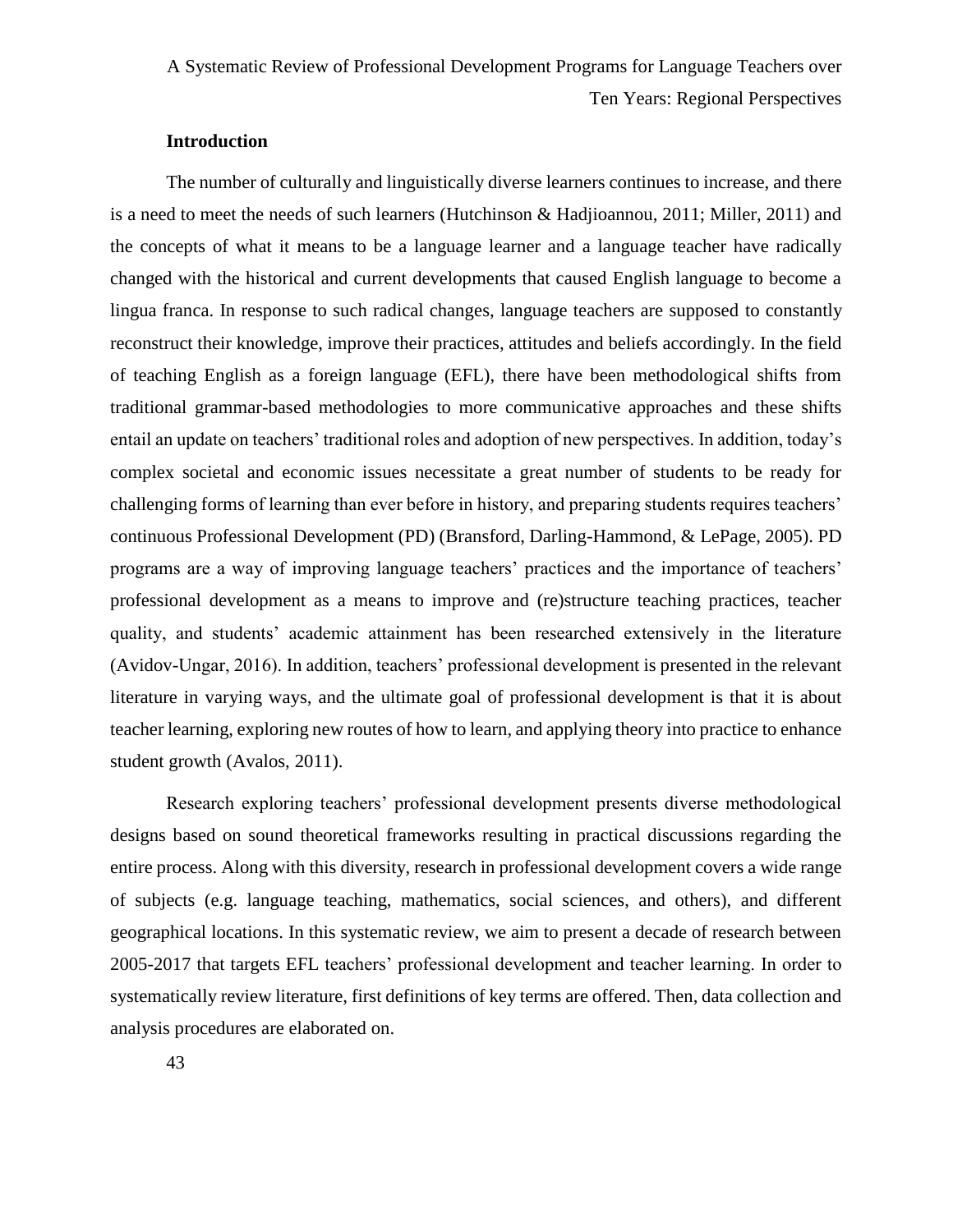## Introduction

The number of culturally and linguistically diverse learners continues to increase, and there is a need to meet the needs of such learners (Hutchinson & Hadjioannou, 2011; Miller, 2011) and the concepts of what it means to be a language learner and a language teacher have radically changed with the historical and current developments that caused English language to become a lingua franca. In response to such radical changes, language teachers are supposed to constantly reconstruct their knowledge, improve their practices, attitudes and beliefs accordingly. In the field of teaching English as a foreign language (EFL), there have been methodological shifts from traditional grammar-based methodologies to more communicative approaches and these shifts entail an update on teachers' traditional roles and adoption of new perspectives. In addition, today's complex societal and economic issues necessitate a great number of students to be ready for challenging forms of learning than ever before in history, and preparing students requires teachers' continuous Professional Development (PD) (Bransford, Darling-Hammond, & LePage, 2005). PD programs are a way of improving language teachers' practices and the importance of teachers' professional development as a means to improve and (re)structure teaching practices, teacher quality, and students' academic attainment has been researched extensively in the literature (Avidov-Ungar, 2016). In addition, teachers' professional development is presented in the relevant literature in varying ways, and the ultimate goal of professional development is that it is about teacher learning, exploring new routes of how to learn, and applying theory into practice to enhance student growth (Avalos, 2011).

Research exploring teachers' professional development presents diverse methodological designs based on sound theoretical frameworks resulting in practical discussions regarding the entire process. Along with this diversity, research in professional development covers a wide range of subjects (e.g. language teaching, mathematics, social sciences, and others), and different geographical locations. In this systematic review, we aim to present a decade of research between 2005-2017 that targets EFL teachers' professional development and teacher learning. In order to systematically review literature, first definitions of key terms are offered. Then, data collection and analysis procedures are elaborated on.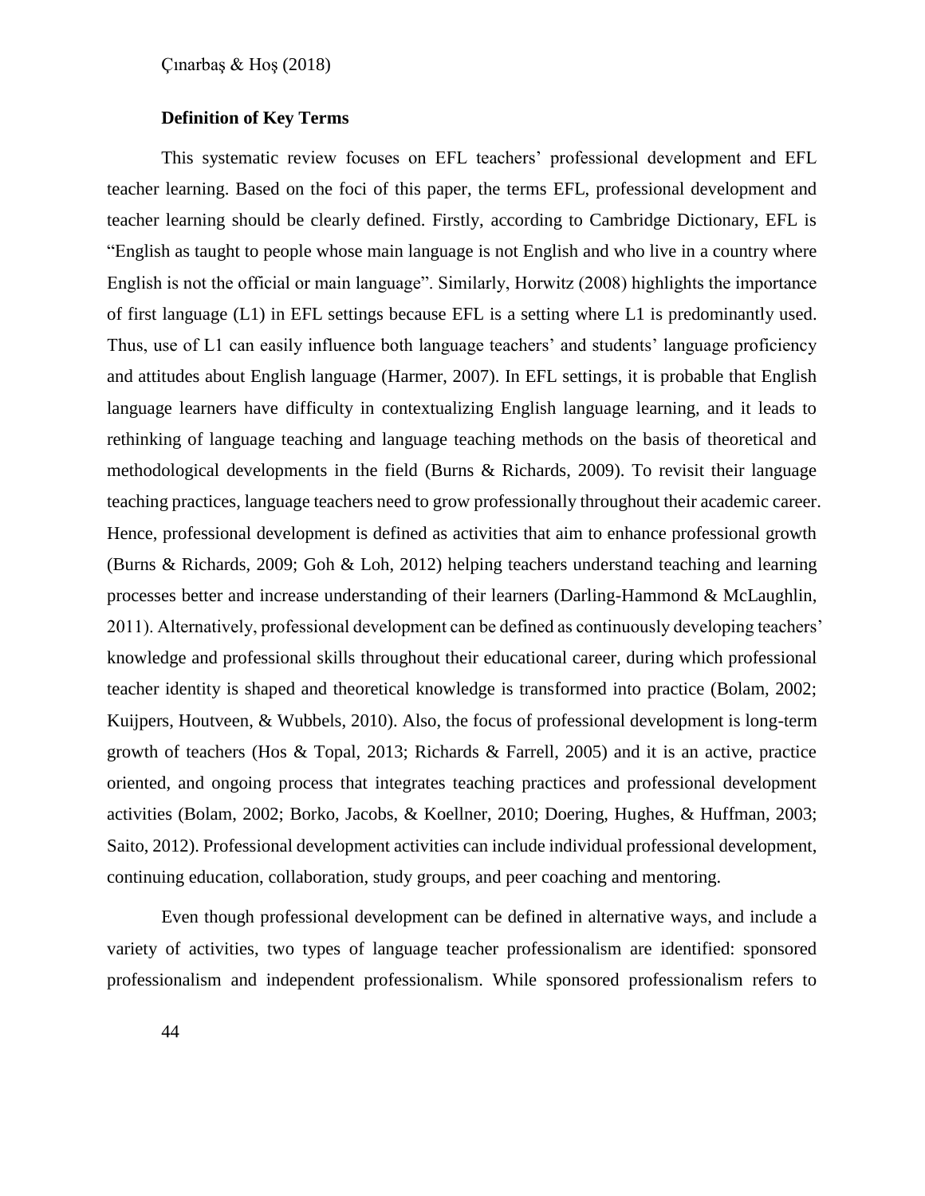### Definition of Key Terms

This systematic review focuses on EFL teachers' professional development and EFL teacher learning. Based on the foci of this paper, the terms EFL, professional development and teacher learning should be clearly defined. Firstly, according to Cambridge Dictionary, EFL is "English as taught to people whose main language is not English and who live in a country where English is not the official or main language". Similarly, Horwitz (2008) highlights the importance of first language (L1) in EFL settings because EFL is a setting where L1 is predominantly used. Thus, use of L1 can easily influence both language teachers' and students' language proficiency and attitudes about English language (Harmer, 2007). In EFL settings, it is probable that English language learners have difficulty in contextualizing English language learning, and it leads to rethinking of language teaching and language teaching methods on the basis of theoretical and methodological developments in the field (Burns & Richards, 2009). To revisit their language teaching practices, language teachers need to grow professionally throughout their academic career. Hence, professional development is defined as activities that aim to enhance professional growth (Burns & Richards, 2009; Goh & Loh, 2012) helping teachers understand teaching and learning processes better and increase understanding of their learners (Darling-Hammond & McLaughlin, 2011). Alternatively, professional development can be defined as continuously developing teachers' knowledge and professional skills throughout their educational career, during which professional teacher identity is shaped and theoretical knowledge is transformed into practice (Bolam, 2002; Kuijpers, Houtveen, & Wubbels, 2010). Also, the focus of professional development is long-term growth of teachers (Hos & Topal, 2013; Richards & Farrell, 2005) and it is an active, practice oriented, and ongoing process that integrates teaching practices and professional development activities (Bolam, 2002; Borko, Jacobs, & Koellner, 2010; Doering, Hughes, & Huffman, 2003; Saito, 2012). Professional development activities can include individual professional development, continuing education, collaboration, study groups, and peer coaching and mentoring.

Even though professional development can be defined in alternative ways, and include a variety of activities, two types of language teacher professionalism are identified: sponsored professionalism and independent professionalism. While sponsored professionalism refers to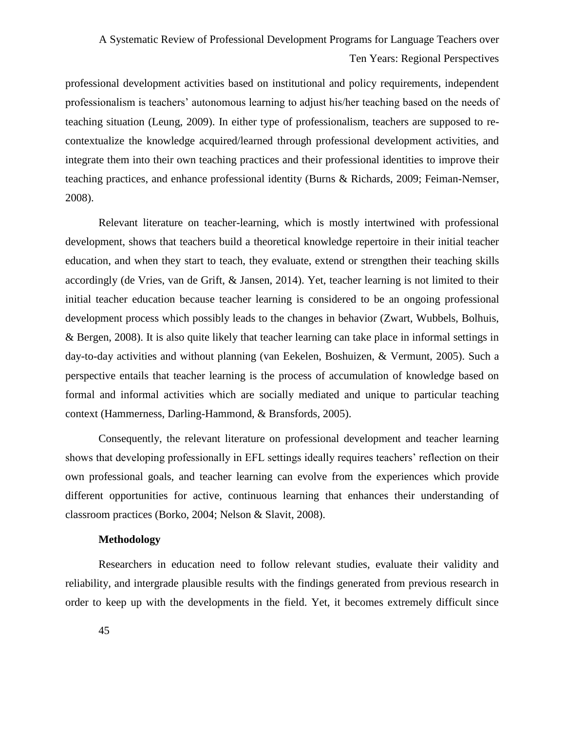professional development activities based on institutional and policy requirements, independent professionalism is teachers' autonomous learning to adjust his/her teaching based on the needs of teaching situation (Leung, 2009). In either type of professionalism, teachers are supposed to re-contextualize the knowledge acquired/learned through professional development activities, and integrate them into their own teaching practices and their professional identities to improve their teaching practices, and enhance professional identity (Burns & Richards, 2009; Feiman-Nemser, 2008).

Relevant literature on teacher-learning, which is mostly intertwined with professional development, shows that teachers build a theoretical knowledge repertoire in their initial teacher education, and when they start to teach, they evaluate, extend or strengthen their teaching skills accordingly (de Vries, van de Grift, & Jansen, 2014). Yet, teacher learning is not limited to their initial teacher education because teacher learning is considered to be an ongoing professional development process which possibly leads to the changes in behavior (Zwart, Wubbels, Bolhuis, & Bergen, 2008). It is also quite likely that teacher learning can take place in informal settings in day-to-day activities and without planning (van Eekelen, Boshuizen, & Vermunt, 2005). Such a perspective entails that teacher learning is the process of accumulation of knowledge based on formal and informal activities which are socially mediated and unique to particular teaching context (Hammerness, Darling-Hammond, & Bransfords, 2005).

Consequently, the relevant literature on professional development and teacher learning shows that developing professionally in EFL settings ideally requires teachers' reflection on their own professional goals, and teacher learning can evolve from the experiences which provide different opportunities for active, continuous learning that enhances their understanding of classroom practices (Borko, 2004; Nelson & Slavit, 2008).

## Methodology

Researchers in education need to follow relevant studies, evaluate their validity and reliability, and intergrade plausible results with the findings generated from previous research in order to keep up with the developments in the field. Yet, it becomes extremely difficult since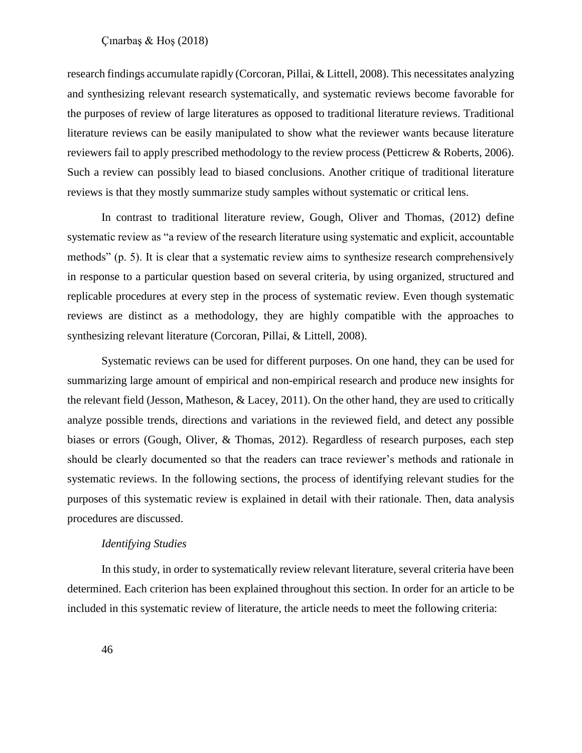research findings accumulate rapidly (Corcoran, Pillai, & Littell, 2008). This necessitates analyzing and synthesizing relevant research systematically, and systematic reviews become favorable for the purposes of review of large literatures as opposed to traditional literature reviews. Traditional literature reviews can be easily manipulated to show what the reviewer wants because literature reviewers fail to apply prescribed methodology to the review process (Petticrew & Roberts, 2006). Such a review can possibly lead to biased conclusions. Another critique of traditional literature reviews is that they mostly summarize study samples without systematic or critical lens.

In contrast to traditional literature review, Gough, Oliver and Thomas, (2012) define systematic review as "a review of the research literature using systematic and explicit, accountable methods" (p. 5). It is clear that a systematic review aims to synthesize research comprehensively in response to a particular question based on several criteria, by using organized, structured and replicable procedures at every step in the process of systematic review. Even though systematic reviews are distinct as a methodology, they are highly compatible with the approaches to synthesizing relevant literature (Corcoran, Pillai, & Littell, 2008).

Systematic reviews can be used for different purposes. On one hand, they can be used for summarizing large amount of empirical and non-empirical research and produce new insights for the relevant field (Jesson, Matheson, & Lacey, 2011). On the other hand, they are used to critically analyze possible trends, directions and variations in the reviewed field, and detect any possible biases or errors (Gough, Oliver, & Thomas, 2012). Regardless of research purposes, each step should be clearly documented so that the readers can trace reviewer's methods and rationale in systematic reviews. In the following sections, the process of identifying relevant studies for the purposes of this systematic review is explained in detail with their rationale. Then, data analysis procedures are discussed.

*Identifying Studies*

In this study, in order to systematically review relevant literature, several criteria have been determined. Each criterion has been explained throughout this section. In order for an article to be included in this systematic review of literature, the article needs to meet the following criteria: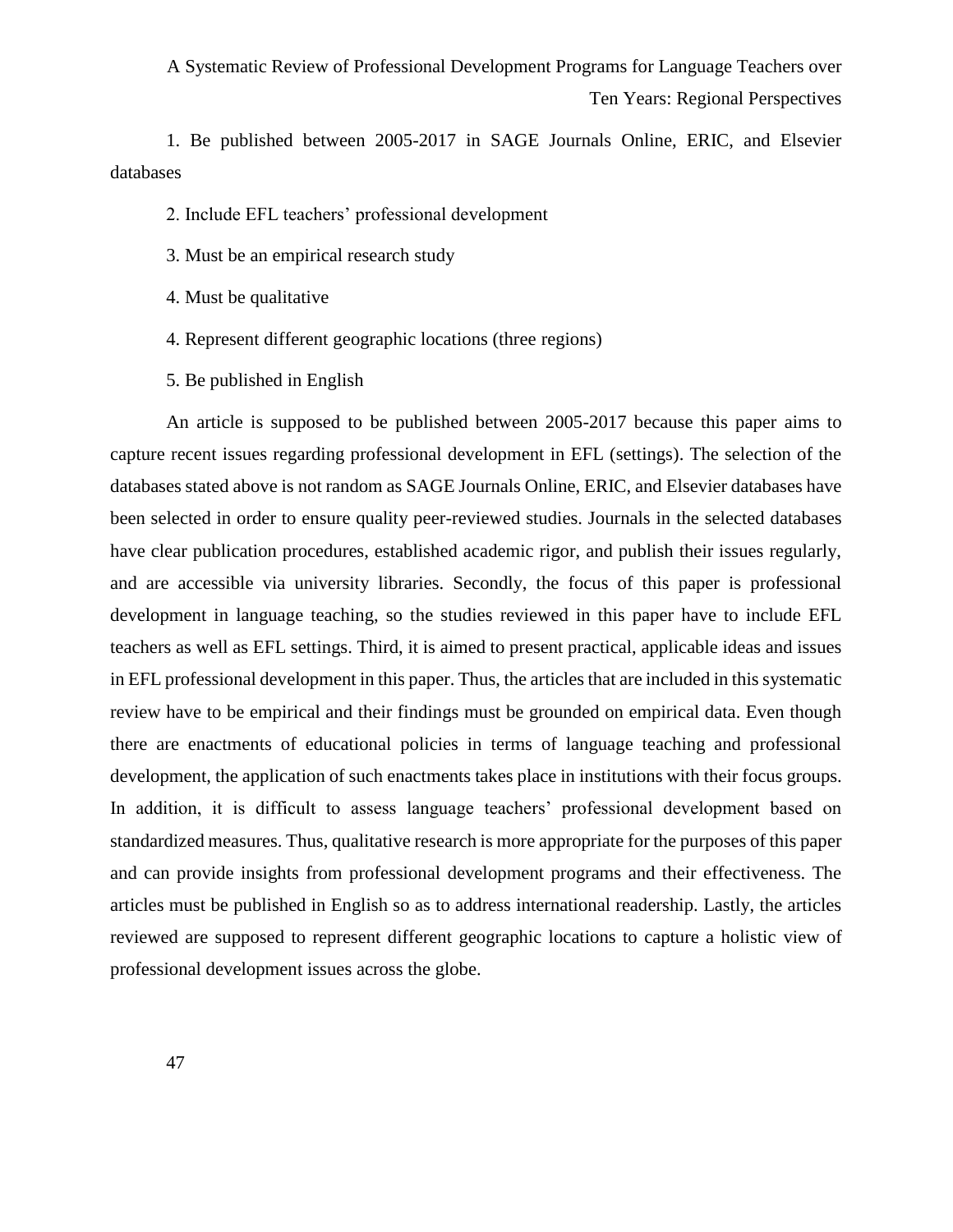1. Be published between 2005-2017 in SAGE Journals Online, ERIC, and Elsevier databases

2. Include EFL teachers' professional development

3. Must be an empirical research study

4. Must be qualitative

4. Represent different geographic locations (three regions)

5. Be published in English

An article is supposed to be published between 2005-2017 because this paper aims to capture recent issues regarding professional development in EFL (settings). The selection of the databases stated above is not random as SAGE Journals Online, ERIC, and Elsevier databases have been selected in order to ensure quality peer-reviewed studies. Journals in the selected databases have clear publication procedures, established academic rigor, and publish their issues regularly, and are accessible via university libraries. Secondly, the focus of this paper is professional development in language teaching, so the studies reviewed in this paper have to include EFL teachers as well as EFL settings. Third, it is aimed to present practical, applicable ideas and issues in EFL professional development in this paper. Thus, the articles that are included in this systematic review have to be empirical and their findings must be grounded on empirical data. Even though there are enactments of educational policies in terms of language teaching and professional development, the application of such enactments takes place in institutions with their focus groups. In addition, it is difficult to assess language teachers' professional development based on standardized measures. Thus, qualitative research is more appropriate for the purposes of this paper and can provide insights from professional development programs and their effectiveness. The articles must be published in English so as to address international readership. Lastly, the articles reviewed are supposed to represent different geographic locations to capture a holistic view of professional development issues across the globe.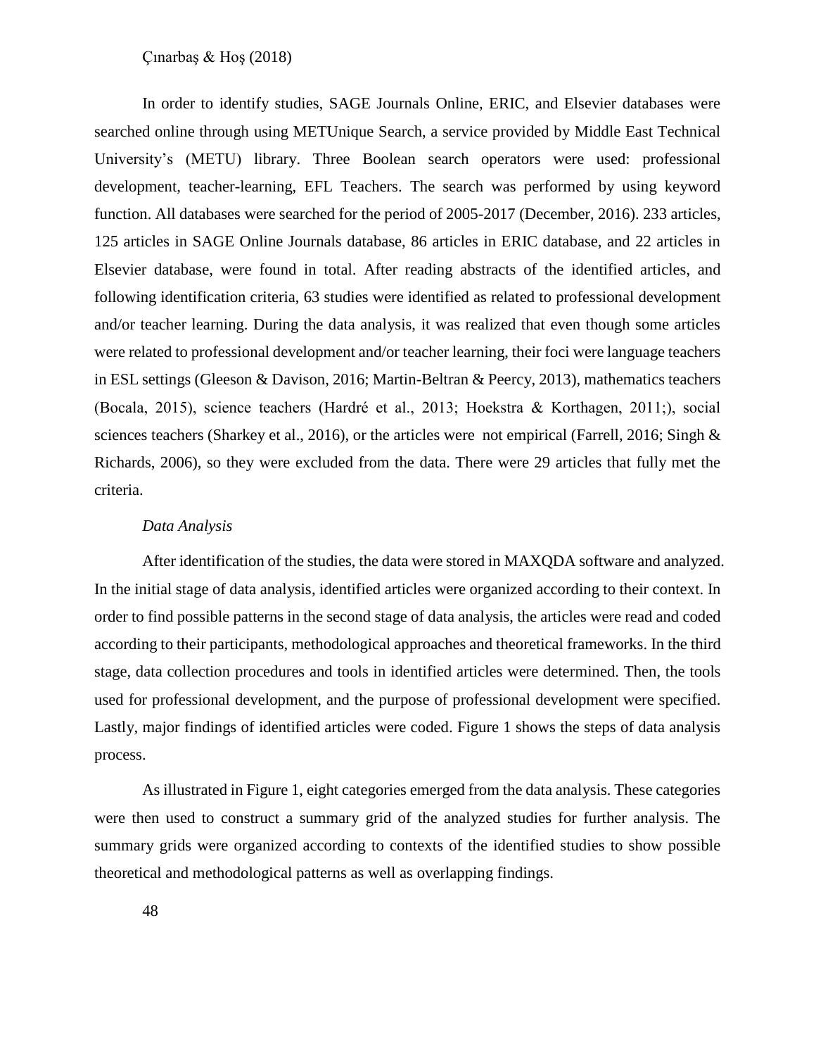In order to identify studies, SAGE Journals Online, ERIC, and Elsevier databases were searched online through using METUnique Search, a service provided by Middle East Technical University's (METU) library. Three Boolean search operators were used: professional development, teacher-learning, EFL Teachers. The search was performed by using keyword function. All databases were searched for the period of 2005-2017 (December, 2016). 233 articles, 125 articles in SAGE Online Journals database, 86 articles in ERIC database, and 22 articles in Elsevier database, were found in total. After reading abstracts of the identified articles, and following identification criteria, 63 studies were identified as related to professional development and/or teacher learning. During the data analysis, it was realized that even though some articles were related to professional development and/or teacher learning, their foci were language teachers in ESL settings (Gleeson & Davison, 2016; Martin-Beltran & Peercy, 2013), mathematics teachers (Bocala, 2015), science teachers (Hardré et al., 2013; Hoekstra & Korthagen, 2011;), social sciences teachers (Sharkey et al., 2016), or the articles were not empirical (Farrell, 2016; Singh & Richards, 2006), so they were excluded from the data. There were 29 articles that fully met the criteria.

*Data Analysis*

After identification of the studies, the data were stored in MAXQDA software and analyzed. In the initial stage of data analysis, identified articles were organized according to their context. In order to find possible patterns in the second stage of data analysis, the articles were read and coded according to their participants, methodological approaches and theoretical frameworks. In the third stage, data collection procedures and tools in identified articles were determined. Then, the tools used for professional development, and the purpose of professional development were specified. Lastly, major findings of identified articles were coded. Figure 1 shows the steps of data analysis process.

As illustrated in Figure 1, eight categories emerged from the data analysis. These categories were then used to construct a summary grid of the analyzed studies for further analysis. The summary grids were organized according to contexts of the identified studies to show possible theoretical and methodological patterns as well as overlapping findings.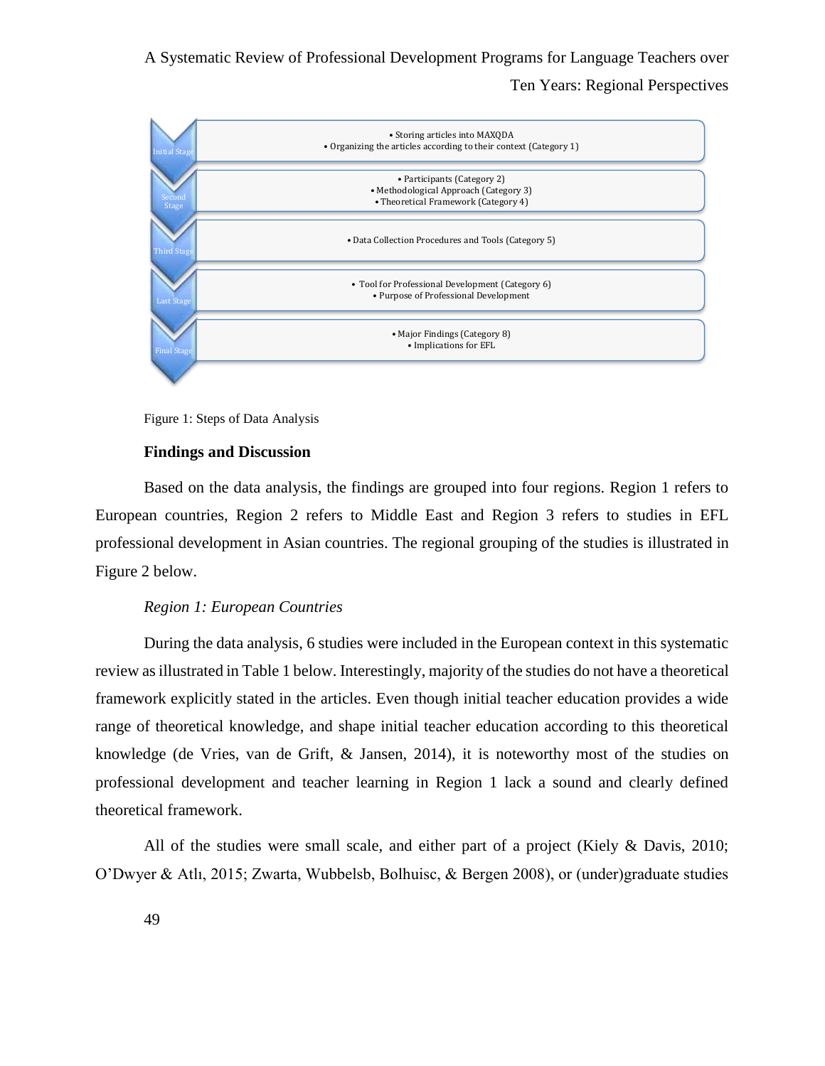| Stage | Steps |
|---|---|
| Initial Stage | • Storing articles into MAXQDA<br>• Organizing the articles according to their context (Category 1) |
| Second Stage | • Participants (Category 2)<br>• Methodological Approach (Category 3)<br>• Theoretical Framework (Category 4) |
| Third Stage | • Data Collection Procedures and Tools (Category 5) |
| Last Stage | • Tool for Professional Development (Category 6)<br>• Purpose of Professional Development |
| Final Stage | • Major Findings (Category 8)<br>• Implications for EFL |

Figure 1: Steps of Data Analysis

### Findings and Discussion

Based on the data analysis, the findings are grouped into four regions. Region 1 refers to European countries, Region 2 refers to Middle East and Region 3 refers to studies in EFL professional development in Asian countries. The regional grouping of the studies is illustrated in Figure 2 below.

*Region 1: European Countries*

During the data analysis, 6 studies were included in the European context in this systematic review as illustrated in Table 1 below. Interestingly, majority of the studies do not have a theoretical framework explicitly stated in the articles. Even though initial teacher education provides a wide range of theoretical knowledge, and shape initial teacher education according to this theoretical knowledge (de Vries, van de Grift, & Jansen, 2014), it is noteworthy most of the studies on professional development and teacher learning in Region 1 lack a sound and clearly defined theoretical framework.

All of the studies were small scale, and either part of a project (Kiely & Davis, 2010; O'Dwyer & Atlı, 2015; Zwarta, Wubbelsb, Bolhuisc, & Bergen 2008), or (under)graduate studies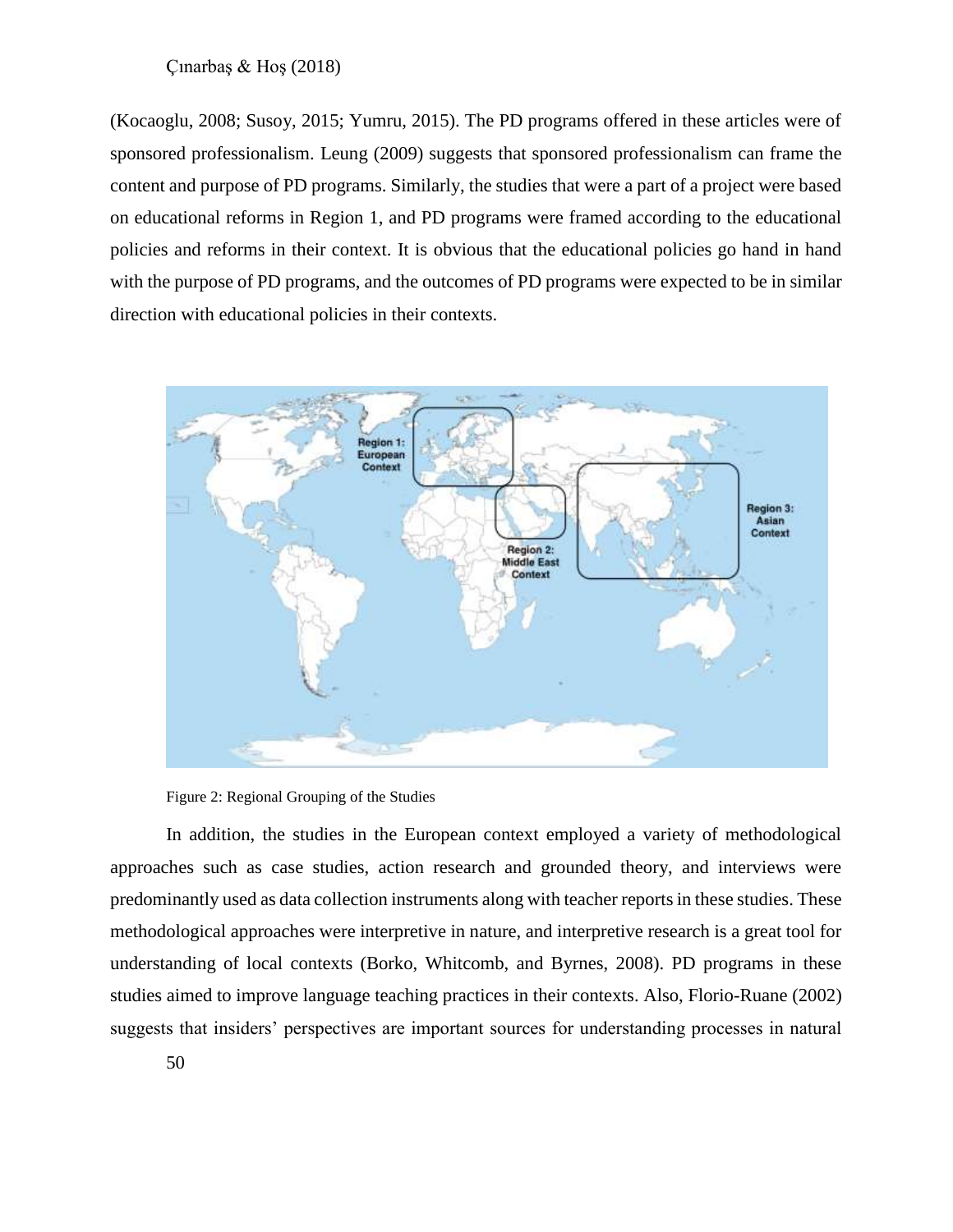(Kocaoglu, 2008; Susoy, 2015; Yumru, 2015). The PD programs offered in these articles were of sponsored professionalism. Leung (2009) suggests that sponsored professionalism can frame the content and purpose of PD programs. Similarly, the studies that were a part of a project were based on educational reforms in Region 1, and PD programs were framed according to the educational policies and reforms in their context. It is obvious that the educational policies go hand in hand with the purpose of PD programs, and the outcomes of PD programs were expected to be in similar direction with educational policies in their contexts.

Figure 2: Regional Grouping of the Studies

In addition, the studies in the European context employed a variety of methodological approaches such as case studies, action research and grounded theory, and interviews were predominantly used as data collection instruments along with teacher reports in these studies. These methodological approaches were interpretive in nature, and interpretive research is a great tool for understanding of local contexts (Borko, Whitcomb, and Byrnes, 2008). PD programs in these studies aimed to improve language teaching practices in their contexts. Also, Florio-Ruane (2002) suggests that insiders' perspectives are important sources for understanding processes in natural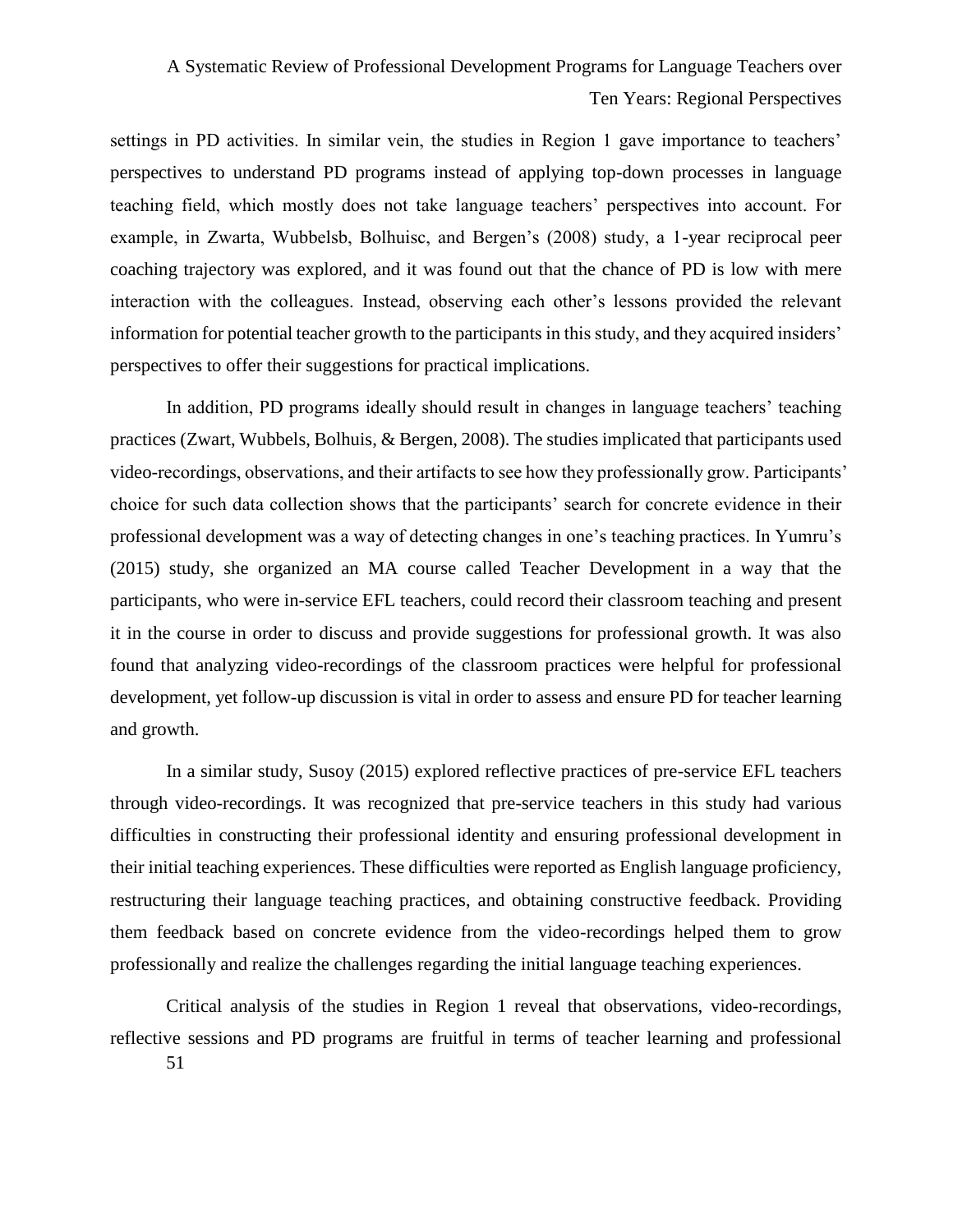settings in PD activities. In similar vein, the studies in Region 1 gave importance to teachers' perspectives to understand PD programs instead of applying top-down processes in language teaching field, which mostly does not take language teachers' perspectives into account. For example, in Zwarta, Wubbelsb, Bolhuisc, and Bergen's (2008) study, a 1-year reciprocal peer coaching trajectory was explored, and it was found out that the chance of PD is low with mere interaction with the colleagues. Instead, observing each other's lessons provided the relevant information for potential teacher growth to the participants in this study, and they acquired insiders' perspectives to offer their suggestions for practical implications.

In addition, PD programs ideally should result in changes in language teachers' teaching practices (Zwart, Wubbels, Bolhuis, & Bergen, 2008). The studies implicated that participants used video-recordings, observations, and their artifacts to see how they professionally grow. Participants' choice for such data collection shows that the participants' search for concrete evidence in their professional development was a way of detecting changes in one's teaching practices. In Yumru's (2015) study, she organized an MA course called Teacher Development in a way that the participants, who were in-service EFL teachers, could record their classroom teaching and present it in the course in order to discuss and provide suggestions for professional growth. It was also found that analyzing video-recordings of the classroom practices were helpful for professional development, yet follow-up discussion is vital in order to assess and ensure PD for teacher learning and growth.

In a similar study, Susoy (2015) explored reflective practices of pre-service EFL teachers through video-recordings. It was recognized that pre-service teachers in this study had various difficulties in constructing their professional identity and ensuring professional development in their initial teaching experiences. These difficulties were reported as English language proficiency, restructuring their language teaching practices, and obtaining constructive feedback. Providing them feedback based on concrete evidence from the video-recordings helped them to grow professionally and realize the challenges regarding the initial language teaching experiences.

Critical analysis of the studies in Region 1 reveal that observations, video-recordings, reflective sessions and PD programs are fruitful in terms of teacher learning and professional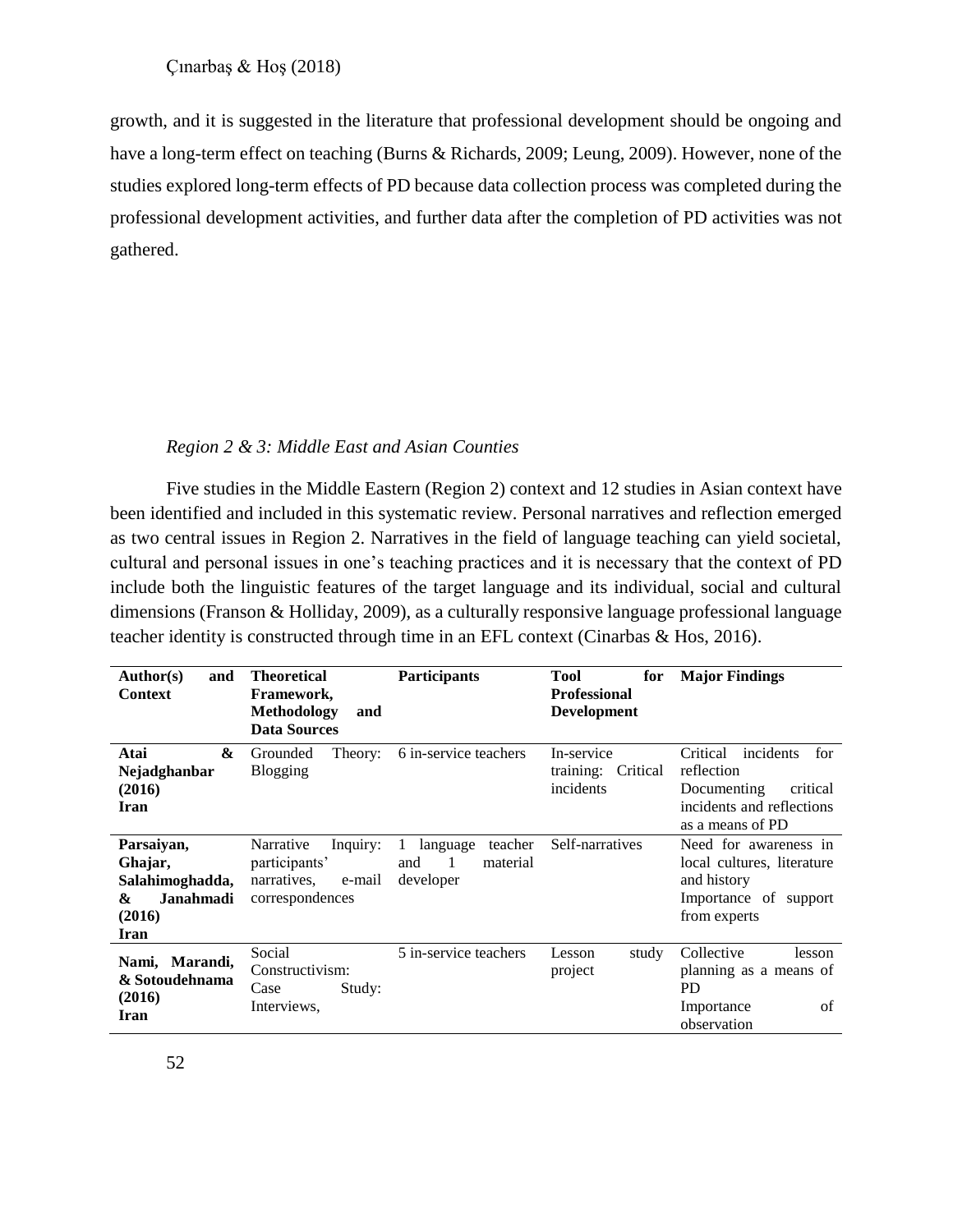growth, and it is suggested in the literature that professional development should be ongoing and have a long-term effect on teaching (Burns & Richards, 2009; Leung, 2009). However, none of the studies explored long-term effects of PD because data collection process was completed during the professional development activities, and further data after the completion of PD activities was not gathered.

*Region 2 & 3: Middle East and Asian Counties*

Five studies in the Middle Eastern (Region 2) context and 12 studies in Asian context have been identified and included in this systematic review. Personal narratives and reflection emerged as two central issues in Region 2. Narratives in the field of language teaching can yield societal, cultural and personal issues in one's teaching practices and it is necessary that the context of PD include both the linguistic features of the target language and its individual, social and cultural dimensions (Franson & Holliday, 2009), as a culturally responsive language professional language teacher identity is constructed through time in an EFL context (Cinarbas & Hos, 2016).

| Author(s) and Context | Theoretical Framework, Methodology and Data Sources | Participants | Tool for Professional Development | Major Findings |
|---|---|---|---|---|
| **Atai & Nejadghanbar (2016) Iran** | Grounded Theory: Blogging | 6 in-service teachers | In-service training: Critical incidents | Critical incidents for reflection<br>Documenting critical incidents and reflections as a means of PD |
| **Parsaiyan, Ghajar, Salahimoghadda, & Janahmadi (2016) Iran** | Narrative Inquiry: participants' narratives, e-mail correspondences | 1 language teacher and 1 material developer | Self-narratives | Need for awareness in local cultures, literature and history<br>Importance of support from experts |
| **Nami, Marandi, & Sotoudehnama (2016) Iran** | Social Constructivism: Case Study: Interviews, | 5 in-service teachers | Lesson study project | Collective lesson planning as a means of PD<br>Importance of observation |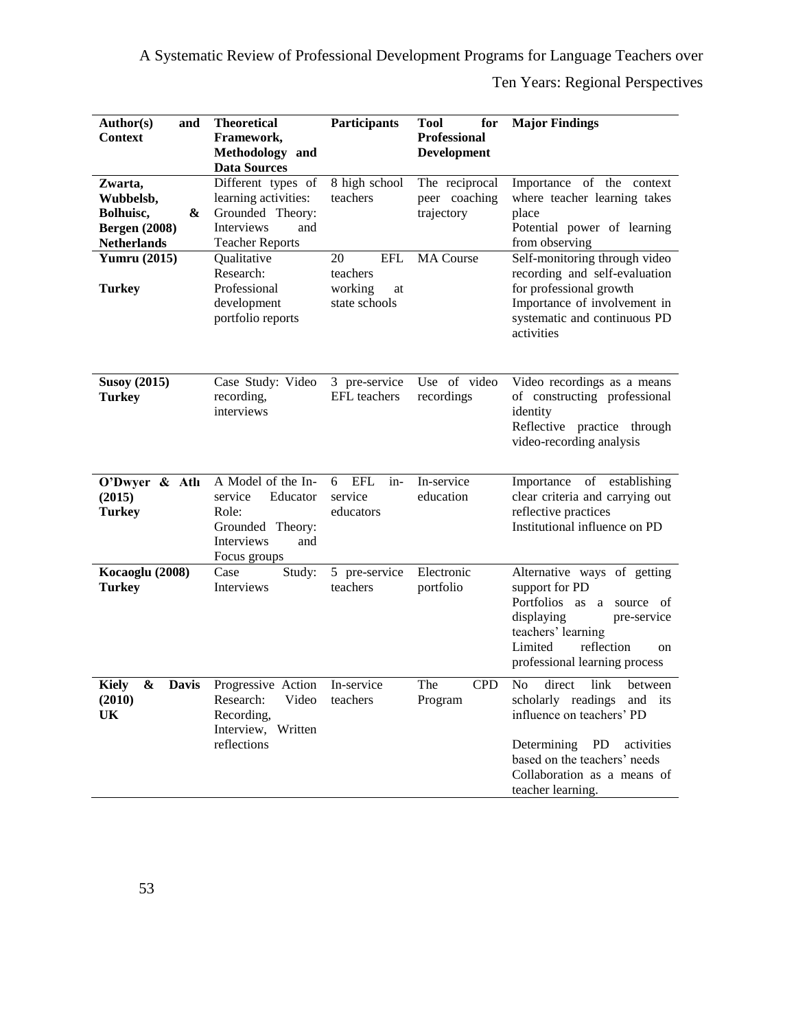| Author(s) and Context | Theoretical Framework, Methodology and Data Sources | Participants | Tool for Professional Development | Major Findings |
|---|---|---|---|---|
| **Zwarta, Wubbelsb, Bolhuisc, & Bergen (2008) Netherlands** | Different types of learning activities: Grounded Theory: Interviews and Teacher Reports | 8 high school teachers | The reciprocal peer coaching trajectory | Importance of the context where teacher learning takes place<br>Potential power of learning from observing |
| **Yumru (2015)**<br><br>**Turkey** | Qualitative Research: Professional development portfolio reports | 20 EFL teachers working at state schools | MA Course | Self-monitoring through video recording and self-evaluation for professional growth<br>Importance of involvement in systematic and continuous PD activities |
| **Susoy (2015) Turkey** | Case Study: Video recording, interviews | 3 pre-service EFL teachers | Use of video recordings | Video recordings as a means of constructing professional identity<br>Reflective practice through video-recording analysis |
| **O'Dwyer & Atlı (2015) Turkey** | A Model of the In-service Educator Role: Grounded Theory: Interviews and Focus groups | 6 EFL in-service educators | In-service education | Importance of establishing clear criteria and carrying out reflective practices<br>Institutional influence on PD |
| **Kocaoglu (2008) Turkey** | Case Study: Interviews | 5 pre-service teachers | Electronic portfolio | Alternative ways of getting support for PD<br>Portfolios as a source of displaying pre-service teachers' learning<br>Limited reflection on professional learning process |
| **Kiely & Davis (2010) UK** | Progressive Action Research: Video Recording, Interview, Written reflections | In-service teachers | The CPD Program | No direct link between scholarly readings and its influence on teachers' PD<br><br>Determining PD activities based on the teachers' needs<br>Collaboration as a means of teacher learning. |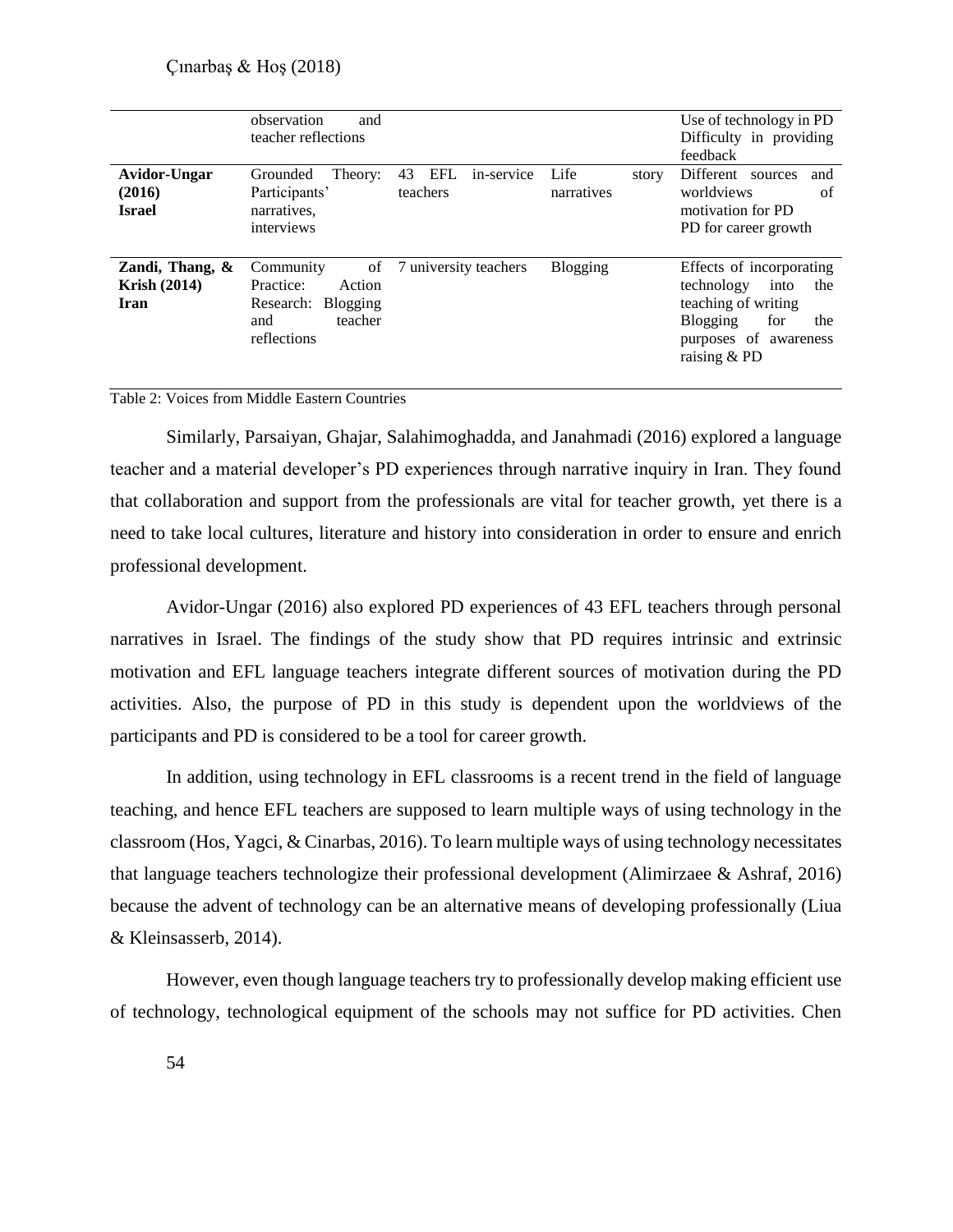| | observation and teacher reflections | | | Use of technology in PD Difficulty in providing feedback |
|---|---|---|---|---|
| **Avidor-Ungar (2016) Israel** | Grounded Theory: Participants' narratives, interviews | 43 EFL in-service teachers | Life story narratives | Different sources and worldviews of motivation for PD PD for career growth |
| **Zandi, Thang, & Krish (2014) Iran** | Community of Practice: Action Research: Blogging and teacher reflections | 7 university teachers | Blogging | Effects of incorporating technology into the teaching of writing Blogging for the purposes of awareness raising & PD |

Table 2: Voices from Middle Eastern Countries

Similarly, Parsaiyan, Ghajar, Salahimoghadda, and Janahmadi (2016) explored a language teacher and a material developer's PD experiences through narrative inquiry in Iran. They found that collaboration and support from the professionals are vital for teacher growth, yet there is a need to take local cultures, literature and history into consideration in order to ensure and enrich professional development.

Avidor-Ungar (2016) also explored PD experiences of 43 EFL teachers through personal narratives in Israel. The findings of the study show that PD requires intrinsic and extrinsic motivation and EFL language teachers integrate different sources of motivation during the PD activities. Also, the purpose of PD in this study is dependent upon the worldviews of the participants and PD is considered to be a tool for career growth.

In addition, using technology in EFL classrooms is a recent trend in the field of language teaching, and hence EFL teachers are supposed to learn multiple ways of using technology in the classroom (Hos, Yagci, & Cinarbas, 2016). To learn multiple ways of using technology necessitates that language teachers technologize their professional development (Alimirzaee & Ashraf, 2016) because the advent of technology can be an alternative means of developing professionally (Liua & Kleinsasserb, 2014).

However, even though language teachers try to professionally develop making efficient use of technology, technological equipment of the schools may not suffice for PD activities. Chen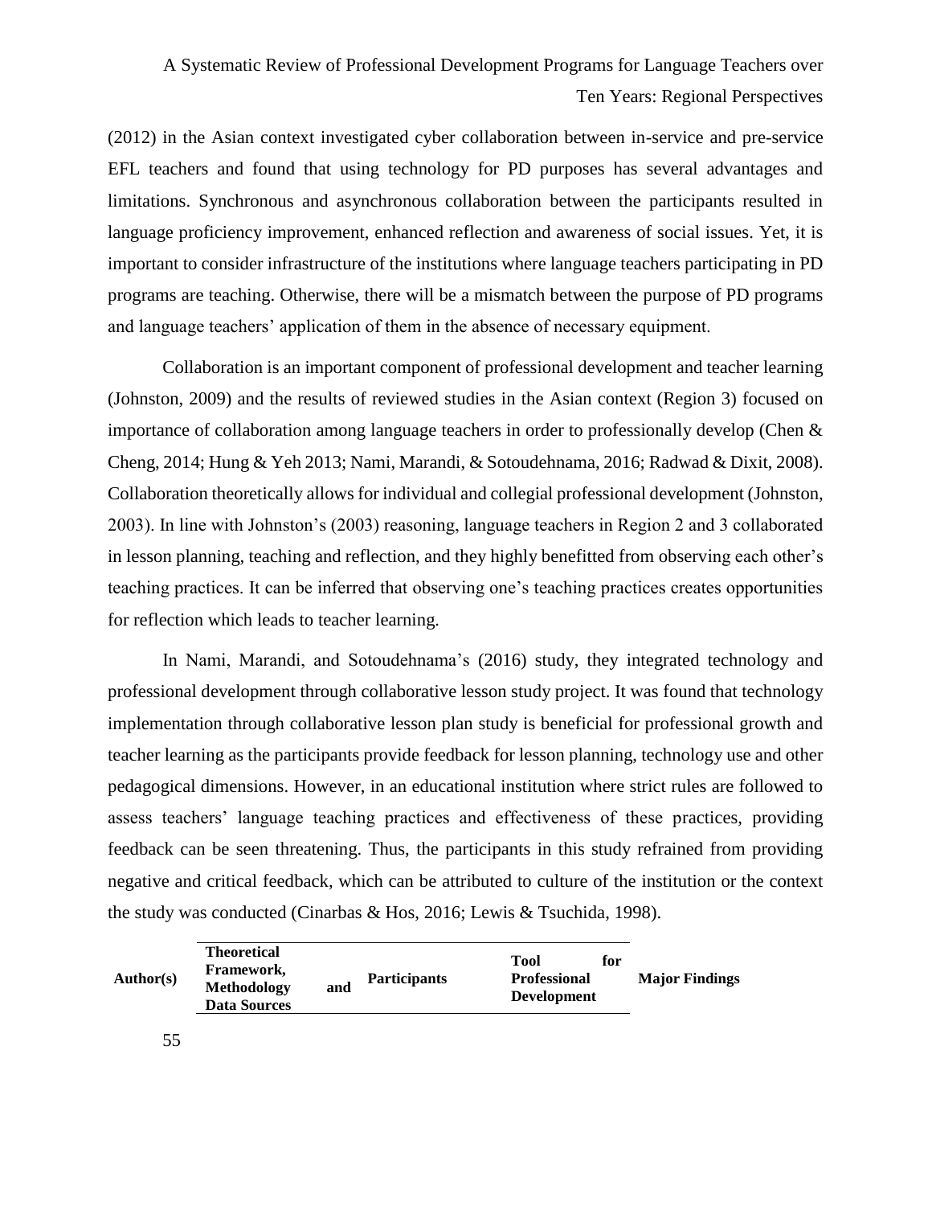(2012) in the Asian context investigated cyber collaboration between in-service and pre-service EFL teachers and found that using technology for PD purposes has several advantages and limitations. Synchronous and asynchronous collaboration between the participants resulted in language proficiency improvement, enhanced reflection and awareness of social issues. Yet, it is important to consider infrastructure of the institutions where language teachers participating in PD programs are teaching. Otherwise, there will be a mismatch between the purpose of PD programs and language teachers' application of them in the absence of necessary equipment.

Collaboration is an important component of professional development and teacher learning (Johnston, 2009) and the results of reviewed studies in the Asian context (Region 3) focused on importance of collaboration among language teachers in order to professionally develop (Chen & Cheng, 2014; Hung & Yeh 2013; Nami, Marandi, & Sotoudehnama, 2016; Radwad & Dixit, 2008). Collaboration theoretically allows for individual and collegial professional development (Johnston, 2003). In line with Johnston's (2003) reasoning, language teachers in Region 2 and 3 collaborated in lesson planning, teaching and reflection, and they highly benefitted from observing each other's teaching practices. It can be inferred that observing one's teaching practices creates opportunities for reflection which leads to teacher learning.

In Nami, Marandi, and Sotoudehnama's (2016) study, they integrated technology and professional development through collaborative lesson study project. It was found that technology implementation through collaborative lesson plan study is beneficial for professional growth and teacher learning as the participants provide feedback for lesson planning, technology use and other pedagogical dimensions. However, in an educational institution where strict rules are followed to assess teachers' language teaching practices and effectiveness of these practices, providing feedback can be seen threatening. Thus, the participants in this study refrained from providing negative and critical feedback, which can be attributed to culture of the institution or the context the study was conducted (Cinarbas & Hos, 2016; Lewis & Tsuchida, 1998).

| Author(s) | Theoretical Framework, Methodology and Data Sources | Participants | Tool for Professional Development | Major Findings |
|---|---|---|---|---|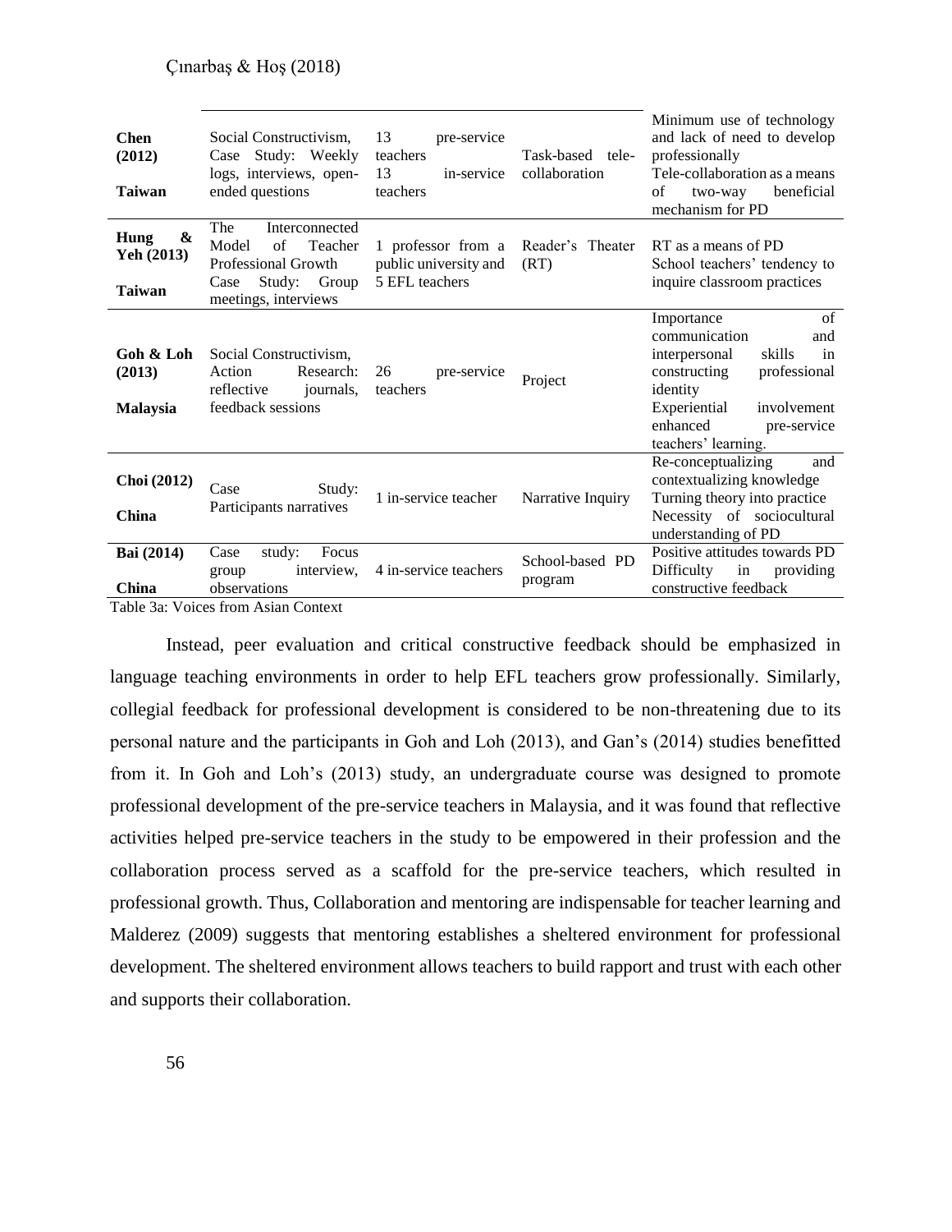| | | | | |
|---|---|---|---|---|
| **Chen (2012)** **Taiwan** | Social Constructivism, Case Study: Weekly logs, interviews, open-ended questions | 13 pre-service teachers 13 in-service teachers | Task-based tele-collaboration | Minimum use of technology and lack of need to develop professionally Tele-collaboration as a means of two-way beneficial mechanism for PD |
| **Hung & Yeh (2013)** **Taiwan** | The Interconnected Model of Teacher Professional Growth Case Study: Group meetings, interviews | 1 professor from a public university and 5 EFL teachers | Reader's Theater (RT) | RT as a means of PD School teachers' tendency to inquire classroom practices |
| **Goh & Loh (2013)** **Malaysia** | Social Constructivism, Action Research: reflective journals, feedback sessions | 26 pre-service teachers | Project | Importance of communication and interpersonal skills in constructing professional identity Experiential involvement enhanced pre-service teachers' learning. |
| **Choi (2012)** **China** | Case Study: Participants narratives | 1 in-service teacher | Narrative Inquiry | Re-conceptualizing and contextualizing knowledge Turning theory into practice Necessity of sociocultural understanding of PD |
| **Bai (2014)** **China** | Case study: Focus group interview, observations | 4 in-service teachers | School-based PD program | Positive attitudes towards PD Difficulty in providing constructive feedback |

Table 3a: Voices from Asian Context

Instead, peer evaluation and critical constructive feedback should be emphasized in language teaching environments in order to help EFL teachers grow professionally. Similarly, collegial feedback for professional development is considered to be non-threatening due to its personal nature and the participants in Goh and Loh (2013), and Gan's (2014) studies benefitted from it. In Goh and Loh's (2013) study, an undergraduate course was designed to promote professional development of the pre-service teachers in Malaysia, and it was found that reflective activities helped pre-service teachers in the study to be empowered in their profession and the collaboration process served as a scaffold for the pre-service teachers, which resulted in professional growth. Thus, Collaboration and mentoring are indispensable for teacher learning and Malderez (2009) suggests that mentoring establishes a sheltered environment for professional development. The sheltered environment allows teachers to build rapport and trust with each other and supports their collaboration.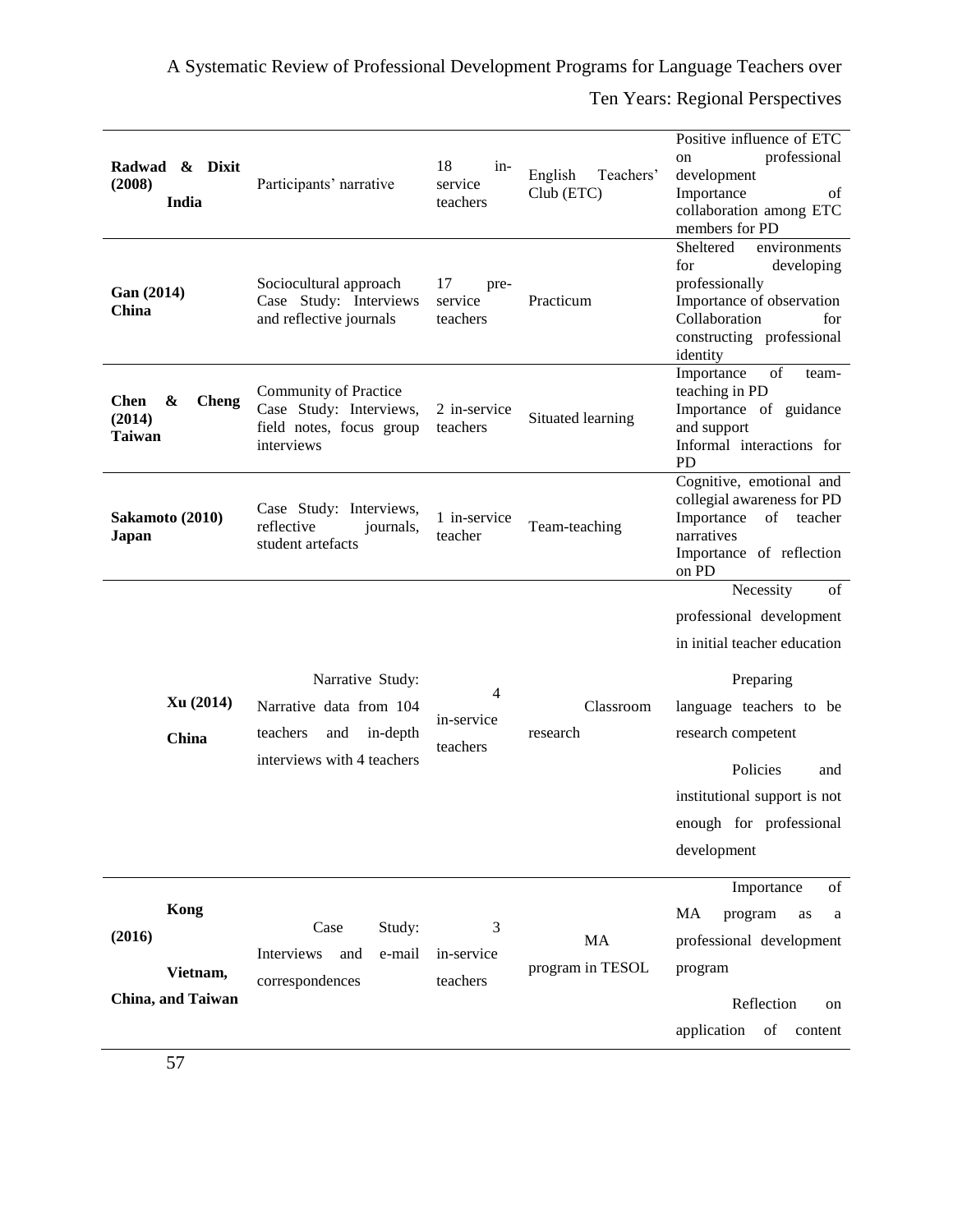| | | | | |
|---|---|---|---|---|
| **Radwad & Dixit (2008) India** | Participants' narrative | 18 in-service teachers | English Teachers' Club (ETC) | Positive influence of ETC on professional development<br>Importance of collaboration among ETC members for PD |
| **Gan (2014) China** | Sociocultural approach<br>Case Study: Interviews and reflective journals | 17 pre-service teachers | Practicum | Sheltered environments for developing professionally<br>Importance of observation<br>Collaboration for constructing professional identity |
| **Chen & Cheng (2014) Taiwan** | Community of Practice<br>Case Study: Interviews, field notes, focus group interviews | 2 in-service teachers | Situated learning | Importance of team-teaching in PD<br>Importance of guidance and support<br>Informal interactions for PD |
| **Sakamoto (2010) Japan** | Case Study: Interviews, reflective journals, student artefacts | 1 in-service teacher | Team-teaching | Cognitive, emotional and collegial awareness for PD<br>Importance of teacher narratives<br>Importance of reflection on PD |
| **Xu (2014) China** | Narrative Study: Narrative data from 104 teachers and in-depth interviews with 4 teachers | 4 in-service teachers | Classroom research | Necessity of professional development in initial teacher education<br>Preparing language teachers to be research competent<br>Policies and institutional support is not enough for professional development |
| **Kong (2016) Vietnam, China, and Taiwan** | Case Study: Interviews and e-mail correspondences | 3 in-service teachers | MA program in TESOL | Importance of MA program as a professional development program<br>Reflection on application of content |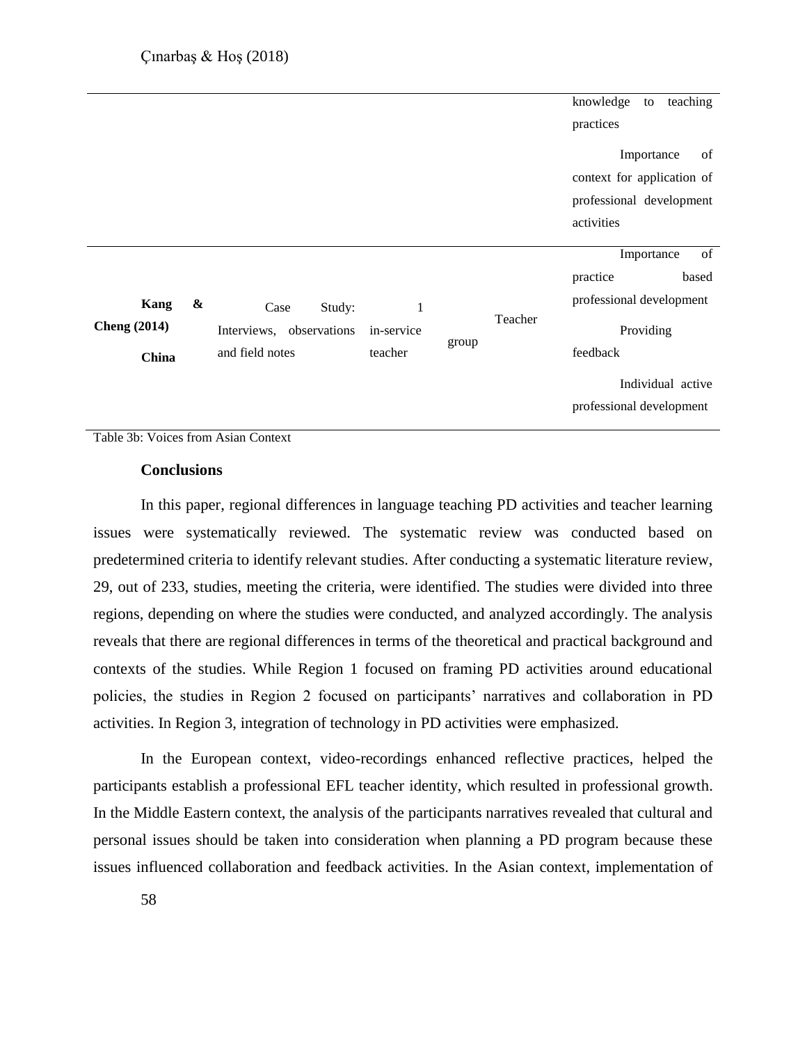| | | | | | |
|---|---|---|---|---|---|
| | | | | | knowledge to teaching practices<br><br>Importance of context for application of professional development activities |
| **Kang & Cheng (2014)**<br><br>**China** | Case Study: Interviews, observations and field notes | 1 in-service teacher | group | Teacher | Importance of practice based professional development<br><br>Providing feedback<br><br>Individual active professional development |

Table 3b: Voices from Asian Context

## Conclusions

In this paper, regional differences in language teaching PD activities and teacher learning issues were systematically reviewed. The systematic review was conducted based on predetermined criteria to identify relevant studies. After conducting a systematic literature review, 29, out of 233, studies, meeting the criteria, were identified. The studies were divided into three regions, depending on where the studies were conducted, and analyzed accordingly. The analysis reveals that there are regional differences in terms of the theoretical and practical background and contexts of the studies. While Region 1 focused on framing PD activities around educational policies, the studies in Region 2 focused on participants' narratives and collaboration in PD activities. In Region 3, integration of technology in PD activities were emphasized.

In the European context, video-recordings enhanced reflective practices, helped the participants establish a professional EFL teacher identity, which resulted in professional growth. In the Middle Eastern context, the analysis of the participants narratives revealed that cultural and personal issues should be taken into consideration when planning a PD program because these issues influenced collaboration and feedback activities. In the Asian context, implementation of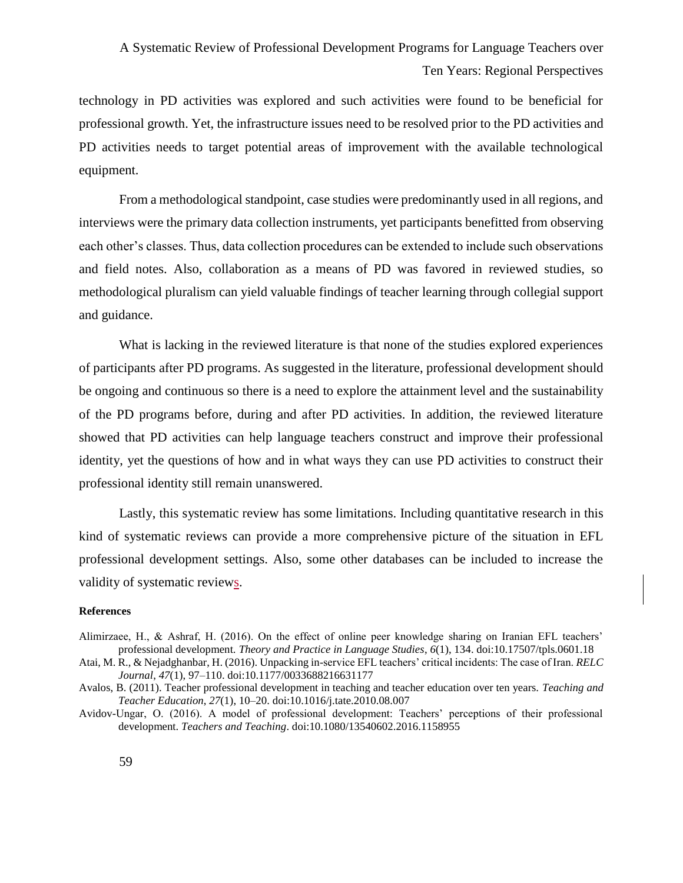technology in PD activities was explored and such activities were found to be beneficial for professional growth. Yet, the infrastructure issues need to be resolved prior to the PD activities and PD activities needs to target potential areas of improvement with the available technological equipment.

From a methodological standpoint, case studies were predominantly used in all regions, and interviews were the primary data collection instruments, yet participants benefitted from observing each other's classes. Thus, data collection procedures can be extended to include such observations and field notes. Also, collaboration as a means of PD was favored in reviewed studies, so methodological pluralism can yield valuable findings of teacher learning through collegial support and guidance.

What is lacking in the reviewed literature is that none of the studies explored experiences of participants after PD programs. As suggested in the literature, professional development should be ongoing and continuous so there is a need to explore the attainment level and the sustainability of the PD programs before, during and after PD activities. In addition, the reviewed literature showed that PD activities can help language teachers construct and improve their professional identity, yet the questions of how and in what ways they can use PD activities to construct their professional identity still remain unanswered.

Lastly, this systematic review has some limitations. Including quantitative research in this kind of systematic reviews can provide a more comprehensive picture of the situation in EFL professional development settings. Also, some other databases can be included to increase the validity of systematic reviews.

**References**

Alimirzaee, H., & Ashraf, H. (2016). On the effect of online peer knowledge sharing on Iranian EFL teachers' professional development. *Theory and Practice in Language Studies*, *6*(1), 134. doi:10.17507/tpls.0601.18

Atai, M. R., & Nejadghanbar, H. (2016). Unpacking in-service EFL teachers' critical incidents: The case of Iran. *RELC Journal*, *47*(1), 97–110. doi:10.1177/0033688216631177

Avalos, B. (2011). Teacher professional development in teaching and teacher education over ten years. *Teaching and Teacher Education*, *27*(1), 10–20. doi:10.1016/j.tate.2010.08.007

Avidov-Ungar, O. (2016). A model of professional development: Teachers' perceptions of their professional development. *Teachers and Teaching*. doi:10.1080/13540602.2016.1158955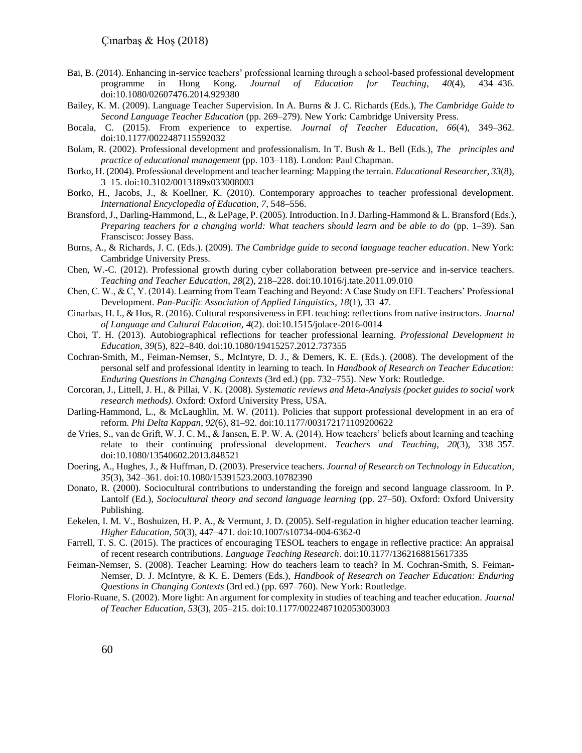Bai, B. (2014). Enhancing in-service teachers' professional learning through a school-based professional development programme in Hong Kong. *Journal of Education for Teaching*, *40*(4), 434–436. doi:10.1080/02607476.2014.929380

Bailey, K. M. (2009). Language Teacher Supervision. In A. Burns & J. C. Richards (Eds.), *The Cambridge Guide to Second Language Teacher Education* (pp. 269–279). New York: Cambridge University Press.

Bocala, C. (2015). From experience to expertise. *Journal of Teacher Education*, *66*(4), 349–362. doi:10.1177/0022487115592032

Bolam, R. (2002). Professional development and professionalism. In T. Bush & L. Bell (Eds.), *The principles and practice of educational management* (pp. 103–118). London: Paul Chapman.

Borko, H. (2004). Professional development and teacher learning: Mapping the terrain. *Educational Researcher*, *33*(8), 3–15. doi:10.3102/0013189x033008003

Borko, H., Jacobs, J., & Koellner, K. (2010). Contemporary approaches to teacher professional development. *International Encyclopedia of Education*, *7*, 548–556.

Bransford, J., Darling-Hammond, L., & LePage, P. (2005). Introduction. In J. Darling-Hammond & L. Bransford (Eds.), *Preparing teachers for a changing world: What teachers should learn and be able to do* (pp. 1–39). San Franscisco: Jossey Bass.

Burns, A., & Richards, J. C. (Eds.). (2009). *The Cambridge guide to second language teacher education*. New York: Cambridge University Press.

Chen, W.-C. (2012). Professional growth during cyber collaboration between pre-service and in-service teachers. *Teaching and Teacher Education*, *28*(2), 218–228. doi:10.1016/j.tate.2011.09.010

Chen, C. W., & C, Y. (2014). Learning from Team Teaching and Beyond: A Case Study on EFL Teachers' Professional Development. *Pan-Pacific Association of Applied Linguistics*, *18*(1), 33–47.

Cinarbas, H. I., & Hos, R. (2016). Cultural responsiveness in EFL teaching: reflections from native instructors. *Journal of Language and Cultural Education, 4*(2). doi:10.1515/jolace-2016-0014

Choi, T. H. (2013). Autobiographical reflections for teacher professional learning. *Professional Development in Education*, *39*(5), 822–840. doi:10.1080/19415257.2012.737355

Cochran-Smith, M., Feiman-Nemser, S., McIntyre, D. J., & Demers, K. E. (Eds.). (2008). The development of the personal self and professional identity in learning to teach. In *Handbook of Research on Teacher Education: Enduring Questions in Changing Contexts* (3rd ed.) (pp. 732–755). New York: Routledge.

Corcoran, J., Littell, J. H., & Pillai, V. K. (2008). *Systematic reviews and Meta-Analysis (pocket guides to social work research methods)*. Oxford: Oxford University Press, USA.

Darling-Hammond, L., & McLaughlin, M. W. (2011). Policies that support professional development in an era of reform. *Phi Delta Kappan*, *92*(6), 81–92. doi:10.1177/003172171109200622

de Vries, S., van de Grift, W. J. C. M., & Jansen, E. P. W. A. (2014). How teachers' beliefs about learning and teaching relate to their continuing professional development. *Teachers and Teaching*, *20*(3), 338–357. doi:10.1080/13540602.2013.848521

Doering, A., Hughes, J., & Huffman, D. (2003). Preservice teachers. *Journal of Research on Technology in Education*, *35*(3), 342–361. doi:10.1080/15391523.2003.10782390

Donato, R. (2000). Sociocultural contributions to understanding the foreign and second language classroom. In P. Lantolf (Ed.), *Sociocultural theory and second language learning* (pp. 27–50). Oxford: Oxford University Publishing.

Eekelen, I. M. V., Boshuizen, H. P. A., & Vermunt, J. D. (2005). Self-regulation in higher education teacher learning. *Higher Education*, *50*(3), 447–471. doi:10.1007/s10734-004-6362-0

Farrell, T. S. C. (2015). The practices of encouraging TESOL teachers to engage in reflective practice: An appraisal of recent research contributions. *Language Teaching Research*. doi:10.1177/1362168815617335

Feiman-Nemser, S. (2008). Teacher Learning: How do teachers learn to teach? In M. Cochran-Smith, S. Feiman-Nemser, D. J. McIntyre, & K. E. Demers (Eds.), *Handbook of Research on Teacher Education: Enduring Questions in Changing Contexts* (3rd ed.) (pp. 697–760). New York: Routledge.

Florio-Ruane, S. (2002). More light: An argument for complexity in studies of teaching and teacher education. *Journal of Teacher Education*, *53*(3), 205–215. doi:10.1177/0022487102053003003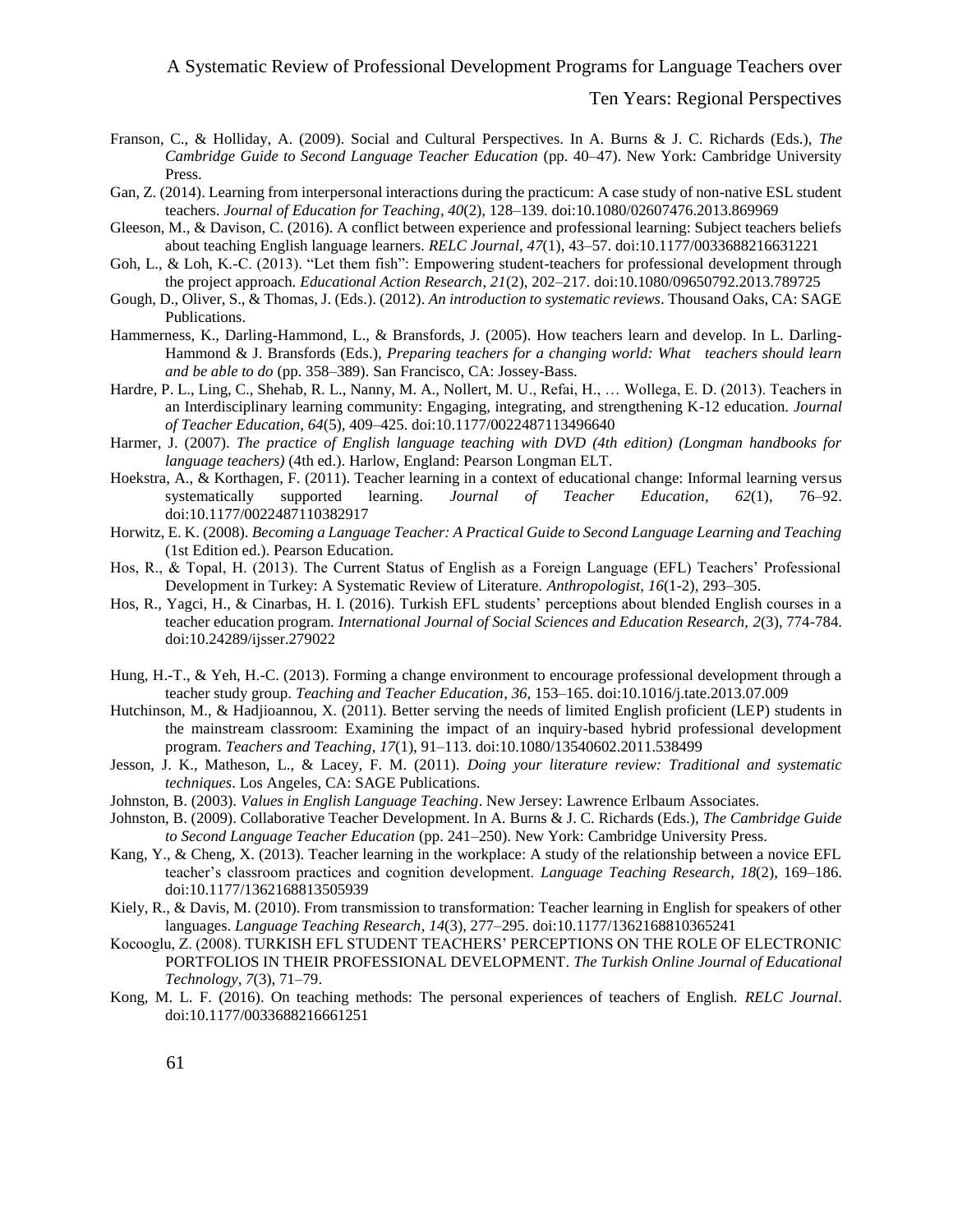Franson, C., & Holliday, A. (2009). Social and Cultural Perspectives. In A. Burns & J. C. Richards (Eds.), *The Cambridge Guide to Second Language Teacher Education* (pp. 40–47). New York: Cambridge University Press.

Gan, Z. (2014). Learning from interpersonal interactions during the practicum: A case study of non-native ESL student teachers. *Journal of Education for Teaching*, *40*(2), 128–139. doi:10.1080/02607476.2013.869969

Gleeson, M., & Davison, C. (2016). A conflict between experience and professional learning: Subject teachers beliefs about teaching English language learners. *RELC Journal*, *47*(1), 43–57. doi:10.1177/0033688216631221

Goh, L., & Loh, K.-C. (2013). "Let them fish": Empowering student-teachers for professional development through the project approach. *Educational Action Research*, *21*(2), 202–217. doi:10.1080/09650792.2013.789725

Gough, D., Oliver, S., & Thomas, J. (Eds.). (2012). *An introduction to systematic reviews*. Thousand Oaks, CA: SAGE Publications.

Hammerness, K., Darling-Hammond, L., & Bransfords, J. (2005). How teachers learn and develop. In L. Darling-Hammond & J. Bransfords (Eds.), *Preparing teachers for a changing world: What teachers should learn and be able to do* (pp. 358–389). San Francisco, CA: Jossey-Bass.

Hardre, P. L., Ling, C., Shehab, R. L., Nanny, M. A., Nollert, M. U., Refai, H., … Wollega, E. D. (2013). Teachers in an Interdisciplinary learning community: Engaging, integrating, and strengthening K-12 education. *Journal of Teacher Education*, *64*(5), 409–425. doi:10.1177/0022487113496640

Harmer, J. (2007). *The practice of English language teaching with DVD (4th edition) (Longman handbooks for language teachers)* (4th ed.). Harlow, England: Pearson Longman ELT.

Hoekstra, A., & Korthagen, F. (2011). Teacher learning in a context of educational change: Informal learning versus systematically supported learning. *Journal of Teacher Education*, *62*(1), 76–92. doi:10.1177/0022487110382917

Horwitz, E. K. (2008). *Becoming a Language Teacher: A Practical Guide to Second Language Learning and Teaching* (1st Edition ed.). Pearson Education.

Hos, R., & Topal, H. (2013). The Current Status of English as a Foreign Language (EFL) Teachers' Professional Development in Turkey: A Systematic Review of Literature. *Anthropologist*, *16*(1-2), 293–305.

Hos, R., Yagci, H., & Cinarbas, H. I. (2016). Turkish EFL students' perceptions about blended English courses in a teacher education program. *International Journal of Social Sciences and Education Research, 2*(3), 774-784. doi:10.24289/ijsser.279022

Hung, H.-T., & Yeh, H.-C. (2013). Forming a change environment to encourage professional development through a teacher study group. *Teaching and Teacher Education*, *36*, 153–165. doi:10.1016/j.tate.2013.07.009

Hutchinson, M., & Hadjioannou, X. (2011). Better serving the needs of limited English proficient (LEP) students in the mainstream classroom: Examining the impact of an inquiry-based hybrid professional development program. *Teachers and Teaching*, *17*(1), 91–113. doi:10.1080/13540602.2011.538499

Jesson, J. K., Matheson, L., & Lacey, F. M. (2011). *Doing your literature review: Traditional and systematic techniques*. Los Angeles, CA: SAGE Publications.

Johnston, B. (2003). *Values in English Language Teaching*. New Jersey: Lawrence Erlbaum Associates.

Johnston, B. (2009). Collaborative Teacher Development. In A. Burns & J. C. Richards (Eds.), *The Cambridge Guide to Second Language Teacher Education* (pp. 241–250). New York: Cambridge University Press.

Kang, Y., & Cheng, X. (2013). Teacher learning in the workplace: A study of the relationship between a novice EFL teacher's classroom practices and cognition development. *Language Teaching Research*, *18*(2), 169–186. doi:10.1177/1362168813505939

Kiely, R., & Davis, M. (2010). From transmission to transformation: Teacher learning in English for speakers of other languages. *Language Teaching Research*, *14*(3), 277–295. doi:10.1177/1362168810365241

Kocooglu, Z. (2008). TURKISH EFL STUDENT TEACHERS' PERCEPTIONS ON THE ROLE OF ELECTRONIC PORTFOLIOS IN THEIR PROFESSIONAL DEVELOPMENT. *The Turkish Online Journal of Educational Technology*, *7*(3), 71–79.

Kong, M. L. F. (2016). On teaching methods: The personal experiences of teachers of English. *RELC Journal*. doi:10.1177/0033688216661251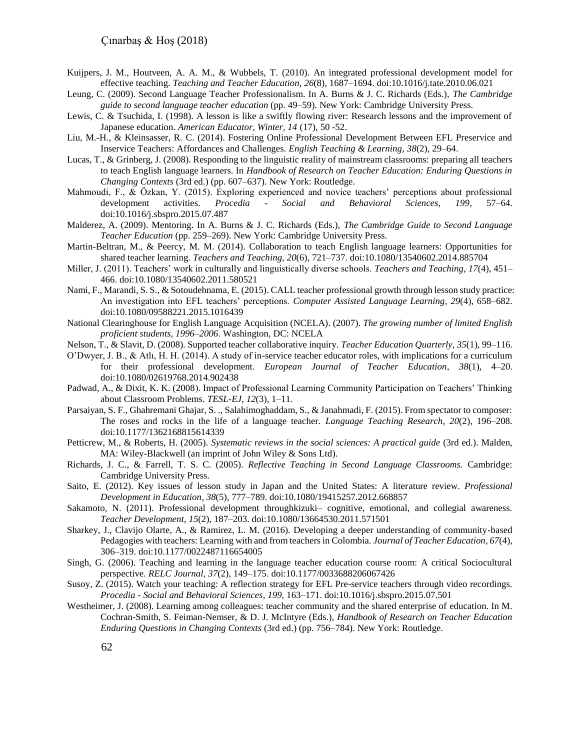Kuijpers, J. M., Houtveen, A. A. M., & Wubbels, T. (2010). An integrated professional development model for effective teaching. *Teaching and Teacher Education*, *26*(8), 1687–1694. doi:10.1016/j.tate.2010.06.021

Leung, C. (2009). Second Language Teacher Professionalism. In A. Burns & J. C. Richards (Eds.), *The Cambridge guide to second language teacher education* (pp. 49–59). New York: Cambridge University Press.

Lewis, C. & Tsuchida, I. (1998). A lesson is like a swiftly flowing river: Research lessons and the improvement of Japanese education. *American Educator, Winter, 14* (17), 50 -52.

Liu, M.-H., & Kleinsasser, R. C. (2014). Fostering Online Professional Development Between EFL Preservice and Inservice Teachers: Affordances and Challenges. *English Teaching & Learning*, *38*(2), 29–64.

Lucas, T., & Grinberg, J. (2008). Responding to the linguistic reality of mainstream classrooms: preparing all teachers to teach English language learners. In *Handbook of Research on Teacher Education: Enduring Questions in Changing Contexts* (3rd ed.) (pp. 607–637). New York: Routledge.

Mahmoudi, F., & Özkan, Y. (2015). Exploring experienced and novice teachers' perceptions about professional development activities. *Procedia - Social and Behavioral Sciences*, *199*, 57–64. doi:10.1016/j.sbspro.2015.07.487

Malderez, A. (2009). Mentoring. In A. Burns & J. C. Richards (Eds.), *The Cambridge Guide to Second Language Teacher Education* (pp. 259–269). New York: Cambridge University Press.

Martin-Beltran, M., & Peercy, M. M. (2014). Collaboration to teach English language learners: Opportunities for shared teacher learning. *Teachers and Teaching*, *20*(6), 721–737. doi:10.1080/13540602.2014.885704

Miller, J. (2011). Teachers' work in culturally and linguistically diverse schools. *Teachers and Teaching*, *17*(4), 451–466. doi:10.1080/13540602.2011.580521

Nami, F., Marandi, S. S., & Sotoudehnama, E. (2015). CALL teacher professional growth through lesson study practice: An investigation into EFL teachers' perceptions. *Computer Assisted Language Learning*, *29*(4), 658–682. doi:10.1080/09588221.2015.1016439

National Clearinghouse for English Language Acquisition (NCELA). (2007). *The growing number of limited English proficient students, 1996–2006*. Washington, DC: NCELA

Nelson, T., & Slavit, D. (2008). Supported teacher collaborative inquiry. *Teacher Education Quarterly*, *35*(1), 99–116.

O'Dwyer, J. B., & Atlı, H. H. (2014). A study of in-service teacher educator roles, with implications for a curriculum for their professional development. *European Journal of Teacher Education*, *38*(1), 4–20. doi:10.1080/02619768.2014.902438

Padwad, A., & Dixit, K. K. (2008). Impact of Professional Learning Community Participation on Teachers' Thinking about Classroom Problems. *TESL-EJ*, *12*(3), 1–11.

Parsaiyan, S. F., Ghahremani Ghajar, S. ., Salahimoghaddam, S., & Janahmadi, F. (2015). From spectator to composer: The roses and rocks in the life of a language teacher. *Language Teaching Research*, *20*(2), 196–208. doi:10.1177/1362168815614339

Petticrew, M., & Roberts, H. (2005). *Systematic reviews in the social sciences: A practical guide* (3rd ed.). Malden, MA: Wiley-Blackwell (an imprint of John Wiley & Sons Ltd).

Richards, J. C., & Farrell, T. S. C. (2005). *Reflective Teaching in Second Language Classrooms.* Cambridge: Cambridge University Press.

Saito, E. (2012). Key issues of lesson study in Japan and the United States: A literature review. *Professional Development in Education*, *38*(5), 777–789. doi:10.1080/19415257.2012.668857

Sakamoto, N. (2011). Professional development throughkizuki– cognitive, emotional, and collegial awareness. *Teacher Development*, *15*(2), 187–203. doi:10.1080/13664530.2011.571501

Sharkey, J., Clavijo Olarte, A., & Ramirez, L. M. (2016). Developing a deeper understanding of community-based Pedagogies with teachers: Learning with and from teachers in Colombia. *Journal of Teacher Education*, *67*(4), 306–319. doi:10.1177/0022487116654005

Singh, G. (2006). Teaching and learning in the language teacher education course room: A critical Sociocultural perspective. *RELC Journal*, *37*(2), 149–175. doi:10.1177/0033688206067426

Susoy, Z. (2015). Watch your teaching: A reflection strategy for EFL Pre-service teachers through video recordings. *Procedia - Social and Behavioral Sciences*, *199*, 163–171. doi:10.1016/j.sbspro.2015.07.501

Westheimer, J. (2008). Learning among colleagues: teacher community and the shared enterprise of education. In M. Cochran-Smith, S. Feiman-Nemser, & D. J. McIntyre (Eds.), *Handbook of Research on Teacher Education Enduring Questions in Changing Contexts* (3rd ed.) (pp. 756–784). New York: Routledge.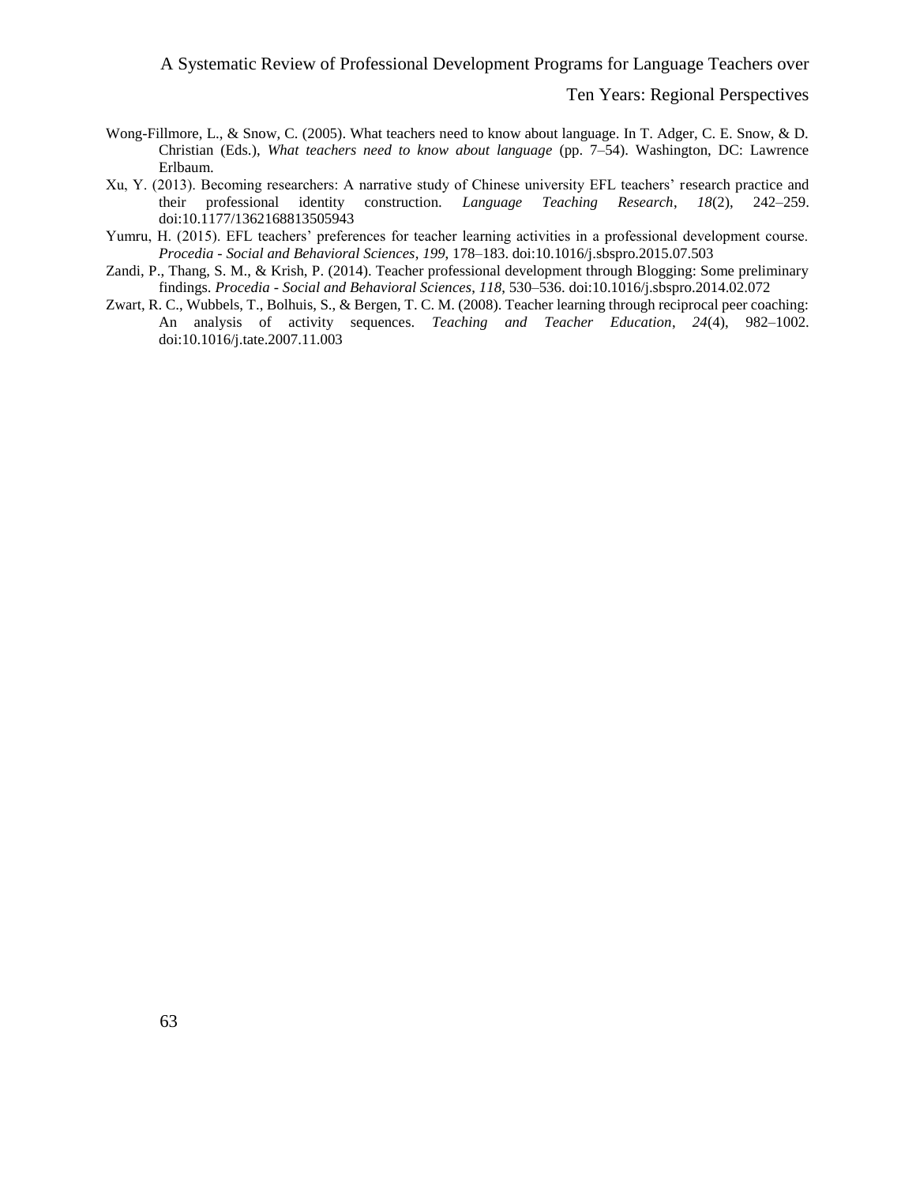Wong-Fillmore, L., & Snow, C. (2005). What teachers need to know about language. In T. Adger, C. E. Snow, & D. Christian (Eds.), *What teachers need to know about language* (pp. 7–54). Washington, DC: Lawrence Erlbaum.

Xu, Y. (2013). Becoming researchers: A narrative study of Chinese university EFL teachers' research practice and their professional identity construction. *Language Teaching Research*, *18*(2), 242–259. doi:10.1177/1362168813505943

Yumru, H. (2015). EFL teachers' preferences for teacher learning activities in a professional development course. *Procedia - Social and Behavioral Sciences*, *199*, 178–183. doi:10.1016/j.sbspro.2015.07.503

Zandi, P., Thang, S. M., & Krish, P. (2014). Teacher professional development through Blogging: Some preliminary findings. *Procedia - Social and Behavioral Sciences*, *118*, 530–536. doi:10.1016/j.sbspro.2014.02.072

Zwart, R. C., Wubbels, T., Bolhuis, S., & Bergen, T. C. M. (2008). Teacher learning through reciprocal peer coaching: An analysis of activity sequences. *Teaching and Teacher Education*, *24*(4), 982–1002. doi:10.1016/j.tate.2007.11.003